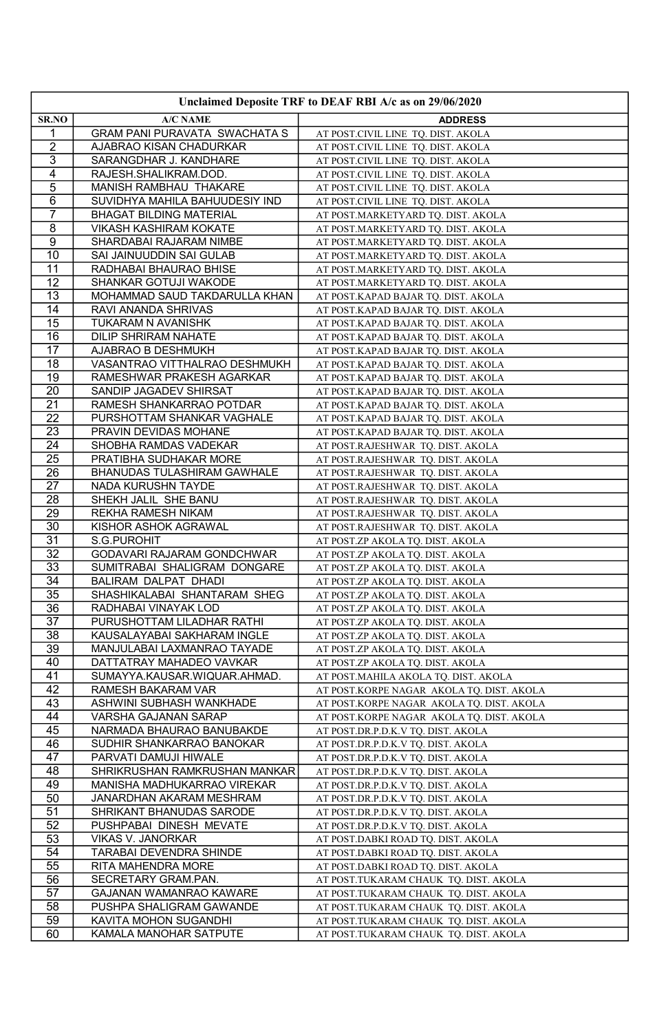| Unclaimed Deposite TRF to DEAF RBI A/c as on 29/06/2020 | | |
|---|---|---|
| SR.NO | A/C NAME | ADDRESS |
| 1 | GRAM PANI PURAVATA SWACHATA S | AT POST.CIVIL LINE TQ. DIST. AKOLA |
| 2 | AJABRAO KISAN CHADURKAR | AT POST.CIVIL LINE TQ. DIST. AKOLA |
| 3 | SARANGDHAR J. KANDHARE | AT POST.CIVIL LINE TQ. DIST. AKOLA |
| 4 | RAJESH.SHALIKRAM.DOD. | AT POST.CIVIL LINE TQ. DIST. AKOLA |
| 5 | MANISH RAMBHAU THAKARE | AT POST.CIVIL LINE TQ. DIST. AKOLA |
| 6 | SUVIDHYA MAHILA BAHUUDESIY IND | AT POST.CIVIL LINE TQ. DIST. AKOLA |
| 7 | BHAGAT BILDING MATERIAL | AT POST.MARKETYARD TQ. DIST. AKOLA |
| 8 | VIKASH KASHIRAM KOKATE | AT POST.MARKETYARD TQ. DIST. AKOLA |
| 9 | SHARDABAI RAJARAM NIMBE | AT POST.MARKETYARD TQ. DIST. AKOLA |
| 10 | SAI JAINUUDDIN SAI GULAB | AT POST.MARKETYARD TQ. DIST. AKOLA |
| 11 | RADHABAI BHAURAO BHISE | AT POST.MARKETYARD TQ. DIST. AKOLA |
| 12 | SHANKAR GOTUJI WAKODE | AT POST.MARKETYARD TQ. DIST. AKOLA |
| 13 | MOHAMMAD SAUD TAKDARULLA KHAN | AT POST.KAPAD BAJAR TQ. DIST. AKOLA |
| 14 | RAVI ANANDA SHRIVAS | AT POST.KAPAD BAJAR TQ. DIST. AKOLA |
| 15 | TUKARAM N AVANISHK | AT POST.KAPAD BAJAR TQ. DIST. AKOLA |
| 16 | DILIP SHRIRAM NAHATE | AT POST.KAPAD BAJAR TQ. DIST. AKOLA |
| 17 | AJABRAO B DESHMUKH | AT POST.KAPAD BAJAR TQ. DIST. AKOLA |
| 18 | VASANTRAO VITTHALRAO DESHMUKH | AT POST.KAPAD BAJAR TQ. DIST. AKOLA |
| 19 | RAMESHWAR PRAKESH AGARKAR | AT POST.KAPAD BAJAR TQ. DIST. AKOLA |
| 20 | SANDIP JAGADEV SHIRSAT | AT POST.KAPAD BAJAR TQ. DIST. AKOLA |
| 21 | RAMESH SHANKARRAO POTDAR | AT POST.KAPAD BAJAR TQ. DIST. AKOLA |
| 22 | PURSHOTTAM SHANKAR VAGHALE | AT POST.KAPAD BAJAR TQ. DIST. AKOLA |
| 23 | PRAVIN DEVIDAS MOHANE | AT POST.KAPAD BAJAR TQ. DIST. AKOLA |
| 24 | SHOBHA RAMDAS VADEKAR | AT POST.RAJESHWAR TQ. DIST. AKOLA |
| 25 | PRATIBHA SUDHAKAR MORE | AT POST.RAJESHWAR TQ. DIST. AKOLA |
| 26 | BHANUDAS TULASHIRAM GAWHALE | AT POST.RAJESHWAR TQ. DIST. AKOLA |
| 27 | NADA KURUSHN TAYDE | AT POST.RAJESHWAR TQ. DIST. AKOLA |
| 28 | SHEKH JALIL SHE BANU | AT POST.RAJESHWAR TQ. DIST. AKOLA |
| 29 | REKHA RAMESH NIKAM | AT POST.RAJESHWAR TQ. DIST. AKOLA |
| 30 | KISHOR ASHOK AGRAWAL | AT POST.RAJESHWAR TQ. DIST. AKOLA |
| 31 | S.G.PUROHIT | AT POST.ZP AKOLA TQ. DIST. AKOLA |
| 32 | GODAVARI RAJARAM GONDCHWAR | AT POST.ZP AKOLA TQ. DIST. AKOLA |
| 33 | SUMITRABAI SHALIGRAM DONGARE | AT POST.ZP AKOLA TQ. DIST. AKOLA |
| 34 | BALIRAM DALPAT DHADI | AT POST.ZP AKOLA TQ. DIST. AKOLA |
| 35 | SHASHIKALABAI SHANTARAM SHEG | AT POST.ZP AKOLA TQ. DIST. AKOLA |
| 36 | RADHABAI VINAYAK LOD | AT POST.ZP AKOLA TQ. DIST. AKOLA |
| 37 | PURUSHOTTAM LILADHAR RATHI | AT POST.ZP AKOLA TQ. DIST. AKOLA |
| 38 | KAUSALAYABAI SAKHARAM INGLE | AT POST.ZP AKOLA TQ. DIST. AKOLA |
| 39 | MANJULABAI LAXMANRAO TAYADE | AT POST.ZP AKOLA TQ. DIST. AKOLA |
| 40 | DATTATRAY MAHADEO VAVKAR | AT POST.ZP AKOLA TQ. DIST. AKOLA |
| 41 | SUMAYYA.KAUSAR.WIQUAR.AHMAD. | AT POST.MAHILA AKOLA TQ. DIST. AKOLA |
| 42 | RAMESH BAKARAM VAR | AT POST.KORPE NAGAR AKOLA TQ. DIST. AKOLA |
| 43 | ASHWINI SUBHASH WANKHADE | AT POST.KORPE NAGAR AKOLA TQ. DIST. AKOLA |
| 44 | VARSHA GAJANAN SARAP | AT POST.KORPE NAGAR AKOLA TQ. DIST. AKOLA |
| 45 | NARMADA BHAURAO BANUBAKDE | AT POST.DR.P.D.K.V TQ. DIST. AKOLA |
| 46 | SUDHIR SHANKARRAO BANOKAR | AT POST.DR.P.D.K.V TQ. DIST. AKOLA |
| 47 | PARVATI DAMUJI HIWALE | AT POST.DR.P.D.K.V TQ. DIST. AKOLA |
| 48 | SHRIKRUSHAN RAMKRUSHAN MANKAR | AT POST.DR.P.D.K.V TQ. DIST. AKOLA |
| 49 | MANISHA MADHUKARRAO VIREKAR | AT POST.DR.P.D.K.V TQ. DIST. AKOLA |
| 50 | JANARDHAN AKARAM MESHRAM | AT POST.DR.P.D.K.V TQ. DIST. AKOLA |
| 51 | SHRIKANT BHANUDAS SARODE | AT POST.DR.P.D.K.V TQ. DIST. AKOLA |
| 52 | PUSHPABAI DINESH MEVATE | AT POST.DR.P.D.K.V TQ. DIST. AKOLA |
| 53 | VIKAS V. JANORKAR | AT POST.DABKI ROAD TQ. DIST. AKOLA |
| 54 | TARABAI DEVENDRA SHINDE | AT POST.DABKI ROAD TQ. DIST. AKOLA |
| 55 | RITA MAHENDRA MORE | AT POST.DABKI ROAD TQ. DIST. AKOLA |
| 56 | SECRETARY GRAM.PAN. | AT POST.TUKARAM CHAUK TQ. DIST. AKOLA |
| 57 | GAJANAN WAMANRAO KAWARE | AT POST.TUKARAM CHAUK TQ. DIST. AKOLA |
| 58 | PUSHPA SHALIGRAM GAWANDE | AT POST.TUKARAM CHAUK TQ. DIST. AKOLA |
| 59 | KAVITA MOHON SUGANDHI | AT POST.TUKARAM CHAUK TQ. DIST. AKOLA |
| 60 | KAMALA MANOHAR SATPUTE | AT POST.TUKARAM CHAUK TQ. DIST. AKOLA |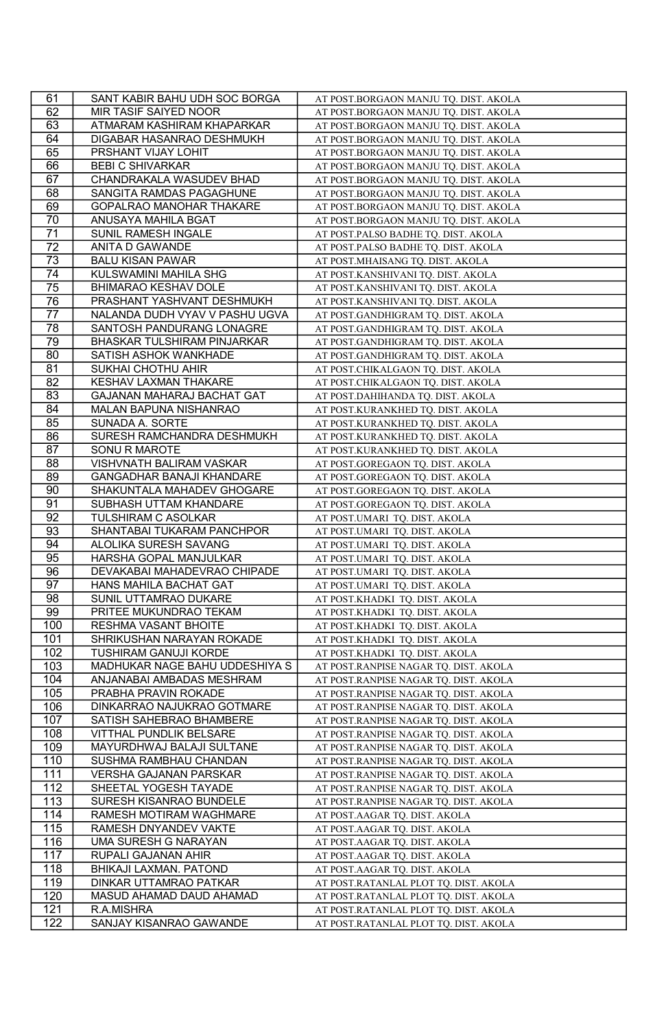| 61 | SANT KABIR BAHU UDH SOC BORGA | AT POST.BORGAON MANJU TQ. DIST. AKOLA |
|---|---|---|
| 62 | MIR TASIF SAIYED NOOR | AT POST.BORGAON MANJU TQ. DIST. AKOLA |
| 63 | ATMARAM KASHIRAM KHAPARKAR | AT POST.BORGAON MANJU TQ. DIST. AKOLA |
| 64 | DIGABAR HASANRAO DESHMUKH | AT POST.BORGAON MANJU TQ. DIST. AKOLA |
| 65 | PRSHANT VIJAY LOHIT | AT POST.BORGAON MANJU TQ. DIST. AKOLA |
| 66 | BEBI C SHIVARKAR | AT POST.BORGAON MANJU TQ. DIST. AKOLA |
| 67 | CHANDRAKALA WASUDEV BHAD | AT POST.BORGAON MANJU TQ. DIST. AKOLA |
| 68 | SANGITA RAMDAS PAGAGHUNE | AT POST.BORGAON MANJU TQ. DIST. AKOLA |
| 69 | GOPALRAO MANOHAR THAKARE | AT POST.BORGAON MANJU TQ. DIST. AKOLA |
| 70 | ANUSAYA MAHILA BGAT | AT POST.BORGAON MANJU TQ. DIST. AKOLA |
| 71 | SUNIL RAMESH INGALE | AT POST.PALSO BADHE TQ. DIST. AKOLA |
| 72 | ANITA D GAWANDE | AT POST.PALSO BADHE TQ. DIST. AKOLA |
| 73 | BALU KISAN PAWAR | AT POST.MHAISANG TQ. DIST. AKOLA |
| 74 | KULSWAMINI MAHILA SHG | AT POST.KANSHIVANI TQ. DIST. AKOLA |
| 75 | BHIMARAO KESHAV DOLE | AT POST.KANSHIVANI TQ. DIST. AKOLA |
| 76 | PRASHANT YASHVANT DESHMUKH | AT POST.KANSHIVANI TQ. DIST. AKOLA |
| 77 | NALANDA DUDH VYAV V PASHU UGVA | AT POST.GANDHIGRAM TQ. DIST. AKOLA |
| 78 | SANTOSH PANDURANG LONAGRE | AT POST.GANDHIGRAM TQ. DIST. AKOLA |
| 79 | BHASKAR TULSHIRAM PINJARKAR | AT POST.GANDHIGRAM TQ. DIST. AKOLA |
| 80 | SATISH ASHOK WANKHADE | AT POST.GANDHIGRAM TQ. DIST. AKOLA |
| 81 | SUKHAI CHOTHU AHIR | AT POST.CHIKALGAON TQ. DIST. AKOLA |
| 82 | KESHAV LAXMAN THAKARE | AT POST.CHIKALGAON TQ. DIST. AKOLA |
| 83 | GAJANAN MAHARAJ BACHAT GAT | AT POST.DAHIHANDA TQ. DIST. AKOLA |
| 84 | MALAN BAPUNA NISHANRAO | AT POST.KURANKHED TQ. DIST. AKOLA |
| 85 | SUNADA A. SORTE | AT POST.KURANKHED TQ. DIST. AKOLA |
| 86 | SURESH RAMCHANDRA DESHMUKH | AT POST.KURANKHED TQ. DIST. AKOLA |
| 87 | SONU R MAROTE | AT POST.KURANKHED TQ. DIST. AKOLA |
| 88 | VISHVNATH BALIRAM VASKAR | AT POST.GOREGAON TQ. DIST. AKOLA |
| 89 | GANGADHAR BANAJI KHANDARE | AT POST.GOREGAON TQ. DIST. AKOLA |
| 90 | SHAKUNTALA MAHADEV GHOGARE | AT POST.GOREGAON TQ. DIST. AKOLA |
| 91 | SUBHASH UTTAM KHANDARE | AT POST.GOREGAON TQ. DIST. AKOLA |
| 92 | TULSHIRAM C ASOLKAR | AT POST.UMARI TQ. DIST. AKOLA |
| 93 | SHANTABAI TUKARAM PANCHPOR | AT POST.UMARI TQ. DIST. AKOLA |
| 94 | ALOLIKA SURESH SAVANG | AT POST.UMARI TQ. DIST. AKOLA |
| 95 | HARSHA GOPAL MANJULKAR | AT POST.UMARI TQ. DIST. AKOLA |
| 96 | DEVAKABAI MAHADEVRAO CHIPADE | AT POST.UMARI TQ. DIST. AKOLA |
| 97 | HANS MAHILA BACHAT GAT | AT POST.UMARI TQ. DIST. AKOLA |
| 98 | SUNIL UTTAMRAO DUKARE | AT POST.KHADKI TQ. DIST. AKOLA |
| 99 | PRITEE MUKUNDRAO TEKAM | AT POST.KHADKI TQ. DIST. AKOLA |
| 100 | RESHMA VASANT BHOITE | AT POST.KHADKI TQ. DIST. AKOLA |
| 101 | SHRIKUSHAN NARAYAN ROKADE | AT POST.KHADKI TQ. DIST. AKOLA |
| 102 | TUSHIRAM GANUJI KORDE | AT POST.KHADKI TQ. DIST. AKOLA |
| 103 | MADHUKAR NAGE BAHU UDDESHIYA S | AT POST.RANPISE NAGAR TQ. DIST. AKOLA |
| 104 | ANJANABAI AMBADAS MESHRAM | AT POST.RANPISE NAGAR TQ. DIST. AKOLA |
| 105 | PRABHA PRAVIN ROKADE | AT POST.RANPISE NAGAR TQ. DIST. AKOLA |
| 106 | DINKARRAO NAJUKRAO GOTMARE | AT POST.RANPISE NAGAR TQ. DIST. AKOLA |
| 107 | SATISH SAHEBRAO BHAMBERE | AT POST.RANPISE NAGAR TQ. DIST. AKOLA |
| 108 | VITTHAL PUNDLIK BELSARE | AT POST.RANPISE NAGAR TQ. DIST. AKOLA |
| 109 | MAYURDHWAJ BALAJI SULTANE | AT POST.RANPISE NAGAR TQ. DIST. AKOLA |
| 110 | SUSHMA RAMBHAU CHANDAN | AT POST.RANPISE NAGAR TQ. DIST. AKOLA |
| 111 | VERSHA GAJANAN PARSKAR | AT POST.RANPISE NAGAR TQ. DIST. AKOLA |
| 112 | SHEETAL YOGESH TAYADE | AT POST.RANPISE NAGAR TQ. DIST. AKOLA |
| 113 | SURESH KISANRAO BUNDELE | AT POST.RANPISE NAGAR TQ. DIST. AKOLA |
| 114 | RAMESH MOTIRAM WAGHMARE | AT POST.AAGAR TQ. DIST. AKOLA |
| 115 | RAMESH DNYANDEV VAKTE | AT POST.AAGAR TQ. DIST. AKOLA |
| 116 | UMA SURESH G NARAYAN | AT POST.AAGAR TQ. DIST. AKOLA |
| 117 | RUPALI GAJANAN AHIR | AT POST.AAGAR TQ. DIST. AKOLA |
| 118 | BHIKAJI LAXMAN. PATOND | AT POST.AAGAR TQ. DIST. AKOLA |
| 119 | DINKAR UTTAMRAO PATKAR | AT POST.RATANLAL PLOT TQ. DIST. AKOLA |
| 120 | MASUD AHAMAD DAUD AHAMAD | AT POST.RATANLAL PLOT TQ. DIST. AKOLA |
| 121 | R.A.MISHRA | AT POST.RATANLAL PLOT TQ. DIST. AKOLA |
| 122 | SANJAY KISANRAO GAWANDE | AT POST.RATANLAL PLOT TQ. DIST. AKOLA |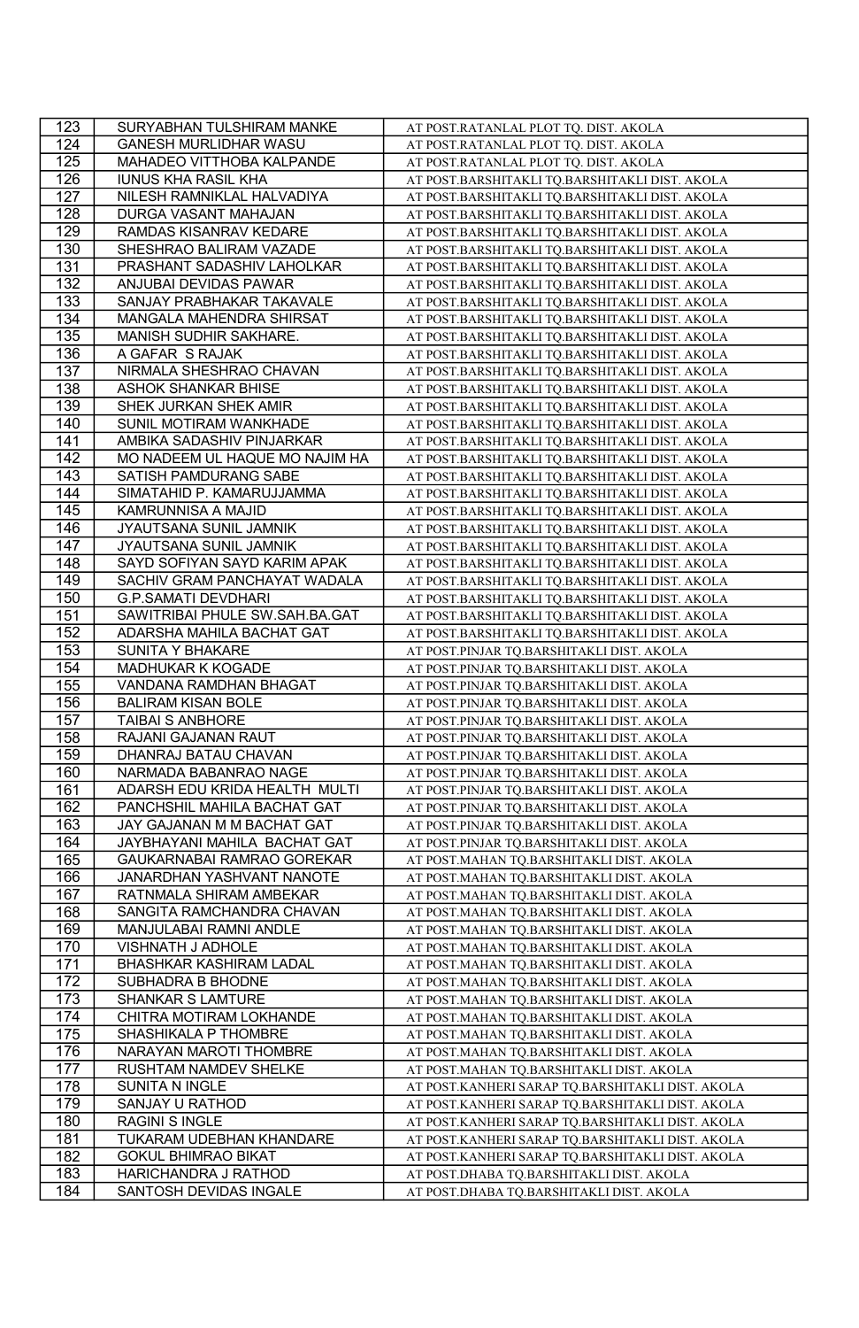| 123 | SURYABHAN TULSHIRAM MANKE | AT POST.RATANLAL PLOT TQ. DIST. AKOLA |
|---|---|---|
| 124 | GANESH MURLIDHAR WASU | AT POST.RATANLAL PLOT TQ. DIST. AKOLA |
| 125 | MAHADEO VITTHOBA KALPANDE | AT POST.RATANLAL PLOT TQ. DIST. AKOLA |
| 126 | IUNUS KHA RASIL KHA | AT POST.BARSHITAKLI TQ.BARSHITAKLI DIST. AKOLA |
| 127 | NILESH RAMNIKLAL HALVADIYA | AT POST.BARSHITAKLI TQ.BARSHITAKLI DIST. AKOLA |
| 128 | DURGA VASANT MAHAJAN | AT POST.BARSHITAKLI TQ.BARSHITAKLI DIST. AKOLA |
| 129 | RAMDAS KISANRAV KEDARE | AT POST.BARSHITAKLI TQ.BARSHITAKLI DIST. AKOLA |
| 130 | SHESHRAO BALIRAM VAZADE | AT POST.BARSHITAKLI TQ.BARSHITAKLI DIST. AKOLA |
| 131 | PRASHANT SADASHIV LAHOLKAR | AT POST.BARSHITAKLI TQ.BARSHITAKLI DIST. AKOLA |
| 132 | ANJUBAI DEVIDAS PAWAR | AT POST.BARSHITAKLI TQ.BARSHITAKLI DIST. AKOLA |
| 133 | SANJAY PRABHAKAR TAKAVALE | AT POST.BARSHITAKLI TQ.BARSHITAKLI DIST. AKOLA |
| 134 | MANGALA MAHENDRA SHIRSAT | AT POST.BARSHITAKLI TQ.BARSHITAKLI DIST. AKOLA |
| 135 | MANISH SUDHIR SAKHARE. | AT POST.BARSHITAKLI TQ.BARSHITAKLI DIST. AKOLA |
| 136 | A GAFAR S RAJAK | AT POST.BARSHITAKLI TQ.BARSHITAKLI DIST. AKOLA |
| 137 | NIRMALA SHESHRAO CHAVAN | AT POST.BARSHITAKLI TQ.BARSHITAKLI DIST. AKOLA |
| 138 | ASHOK SHANKAR BHISE | AT POST.BARSHITAKLI TQ.BARSHITAKLI DIST. AKOLA |
| 139 | SHEK JURKAN SHEK AMIR | AT POST.BARSHITAKLI TQ.BARSHITAKLI DIST. AKOLA |
| 140 | SUNIL MOTIRAM WANKHADE | AT POST.BARSHITAKLI TQ.BARSHITAKLI DIST. AKOLA |
| 141 | AMBIKA SADASHIV PINJARKAR | AT POST.BARSHITAKLI TQ.BARSHITAKLI DIST. AKOLA |
| 142 | MO NADEEM UL HAQUE MO NAJIM HA | AT POST.BARSHITAKLI TQ.BARSHITAKLI DIST. AKOLA |
| 143 | SATISH PAMDURANG SABE | AT POST.BARSHITAKLI TQ.BARSHITAKLI DIST. AKOLA |
| 144 | SIMATAHID P. KAMARUJJAMMA | AT POST.BARSHITAKLI TQ.BARSHITAKLI DIST. AKOLA |
| 145 | KAMRUNNISA A MAJID | AT POST.BARSHITAKLI TQ.BARSHITAKLI DIST. AKOLA |
| 146 | JYAUTSANA SUNIL JAMNIK | AT POST.BARSHITAKLI TQ.BARSHITAKLI DIST. AKOLA |
| 147 | JYAUTSANA SUNIL JAMNIK | AT POST.BARSHITAKLI TQ.BARSHITAKLI DIST. AKOLA |
| 148 | SAYD SOFIYAN SAYD KARIM APAK | AT POST.BARSHITAKLI TQ.BARSHITAKLI DIST. AKOLA |
| 149 | SACHIV GRAM PANCHAYAT WADALA | AT POST.BARSHITAKLI TQ.BARSHITAKLI DIST. AKOLA |
| 150 | G.P.SAMATI DEVDHARI | AT POST.BARSHITAKLI TQ.BARSHITAKLI DIST. AKOLA |
| 151 | SAWITRIBAI PHULE SW.SAH.BA.GAT | AT POST.BARSHITAKLI TQ.BARSHITAKLI DIST. AKOLA |
| 152 | ADARSHA MAHILA BACHAT GAT | AT POST.BARSHITAKLI TQ.BARSHITAKLI DIST. AKOLA |
| 153 | SUNITA Y BHAKARE | AT POST.PINJAR TQ.BARSHITAKLI DIST. AKOLA |
| 154 | MADHUKAR K KOGADE | AT POST.PINJAR TQ.BARSHITAKLI DIST. AKOLA |
| 155 | VANDANA RAMDHAN BHAGAT | AT POST.PINJAR TQ.BARSHITAKLI DIST. AKOLA |
| 156 | BALIRAM KISAN BOLE | AT POST.PINJAR TQ.BARSHITAKLI DIST. AKOLA |
| 157 | TAIBAI S ANBHORE | AT POST.PINJAR TQ.BARSHITAKLI DIST. AKOLA |
| 158 | RAJANI GAJANAN RAUT | AT POST.PINJAR TQ.BARSHITAKLI DIST. AKOLA |
| 159 | DHANRAJ BATAU CHAVAN | AT POST.PINJAR TQ.BARSHITAKLI DIST. AKOLA |
| 160 | NARMADA BABANRAO NAGE | AT POST.PINJAR TQ.BARSHITAKLI DIST. AKOLA |
| 161 | ADARSH EDU KRIDA HEALTH MULTI | AT POST.PINJAR TQ.BARSHITAKLI DIST. AKOLA |
| 162 | PANCHSHIL MAHILA BACHAT GAT | AT POST.PINJAR TQ.BARSHITAKLI DIST. AKOLA |
| 163 | JAY GAJANAN M M BACHAT GAT | AT POST.PINJAR TQ.BARSHITAKLI DIST. AKOLA |
| 164 | JAYBHAYANI MAHILA BACHAT GAT | AT POST.PINJAR TQ.BARSHITAKLI DIST. AKOLA |
| 165 | GAUKARNABAI RAMRAO GOREKAR | AT POST.MAHAN TQ.BARSHITAKLI DIST. AKOLA |
| 166 | JANARDHAN YASHVANT NANOTE | AT POST.MAHAN TQ.BARSHITAKLI DIST. AKOLA |
| 167 | RATNMALA SHIRAM AMBEKAR | AT POST.MAHAN TQ.BARSHITAKLI DIST. AKOLA |
| 168 | SANGITA RAMCHANDRA CHAVAN | AT POST.MAHAN TQ.BARSHITAKLI DIST. AKOLA |
| 169 | MANJULABAI RAMNI ANDLE | AT POST.MAHAN TQ.BARSHITAKLI DIST. AKOLA |
| 170 | VISHNATH J ADHOLE | AT POST.MAHAN TQ.BARSHITAKLI DIST. AKOLA |
| 171 | BHASHKAR KASHIRAM LADAL | AT POST.MAHAN TQ.BARSHITAKLI DIST. AKOLA |
| 172 | SUBHADRA B BHODNE | AT POST.MAHAN TQ.BARSHITAKLI DIST. AKOLA |
| 173 | SHANKAR S LAMTURE | AT POST.MAHAN TQ.BARSHITAKLI DIST. AKOLA |
| 174 | CHITRA MOTIRAM LOKHANDE | AT POST.MAHAN TQ.BARSHITAKLI DIST. AKOLA |
| 175 | SHASHIKALA P THOMBRE | AT POST.MAHAN TQ.BARSHITAKLI DIST. AKOLA |
| 176 | NARAYAN MAROTI THOMBRE | AT POST.MAHAN TQ.BARSHITAKLI DIST. AKOLA |
| 177 | RUSHTAM NAMDEV SHELKE | AT POST.MAHAN TQ.BARSHITAKLI DIST. AKOLA |
| 178 | SUNITA N INGLE | AT POST.KANHERI SARAP TQ.BARSHITAKLI DIST. AKOLA |
| 179 | SANJAY U RATHOD | AT POST.KANHERI SARAP TQ.BARSHITAKLI DIST. AKOLA |
| 180 | RAGINI S INGLE | AT POST.KANHERI SARAP TQ.BARSHITAKLI DIST. AKOLA |
| 181 | TUKARAM UDEBHAN KHANDARE | AT POST.KANHERI SARAP TQ.BARSHITAKLI DIST. AKOLA |
| 182 | GOKUL BHIMRAO BIKAT | AT POST.KANHERI SARAP TQ.BARSHITAKLI DIST. AKOLA |
| 183 | HARICHANDRA J RATHOD | AT POST.DHABA TQ.BARSHITAKLI DIST. AKOLA |
| 184 | SANTOSH DEVIDAS INGALE | AT POST.DHABA TQ.BARSHITAKLI DIST. AKOLA |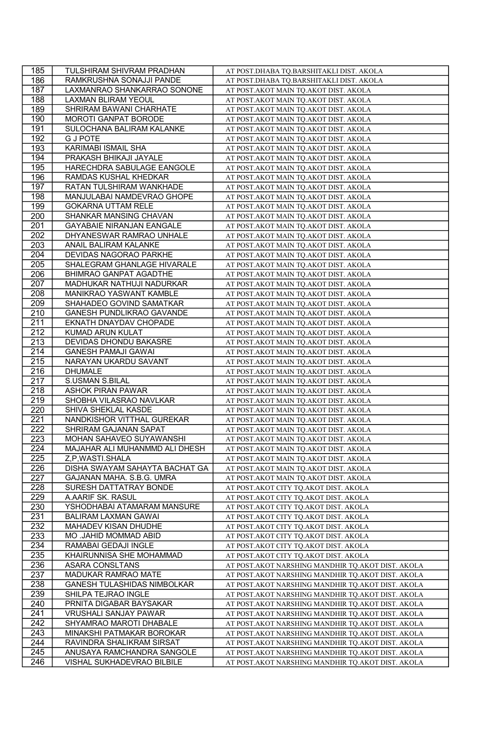| 185 | TULSHIRAM SHIVRAM PRADHAN | AT POST.DHABA TQ.BARSHITAKLI DIST. AKOLA |
|---|---|---|
| 186 | RAMKRUSHNA SONAJJI PANDE | AT POST.DHABA TQ.BARSHITAKLI DIST. AKOLA |
| 187 | LAXMANRAO SHANKARRAO SONONE | AT POST.AKOT MAIN TQ.AKOT DIST. AKOLA |
| 188 | LAXMAN BLIRAM YEOUL | AT POST.AKOT MAIN TQ.AKOT DIST. AKOLA |
| 189 | SHRIRAM BAWANI CHARHATE | AT POST.AKOT MAIN TQ.AKOT DIST. AKOLA |
| 190 | MOROTI GANPAT BORODE | AT POST.AKOT MAIN TQ.AKOT DIST. AKOLA |
| 191 | SULOCHANA BALIRAM KALANKE | AT POST.AKOT MAIN TQ.AKOT DIST. AKOLA |
| 192 | G J POTE | AT POST.AKOT MAIN TQ.AKOT DIST. AKOLA |
| 193 | KARIMABI ISMAIL SHA | AT POST.AKOT MAIN TQ.AKOT DIST. AKOLA |
| 194 | PRAKASH BHIKAJI JAYALE | AT POST.AKOT MAIN TQ.AKOT DIST. AKOLA |
| 195 | HARECHDRA SABULAGE EANGOLE | AT POST.AKOT MAIN TQ.AKOT DIST. AKOLA |
| 196 | RAMDAS KUSHAL KHEDKAR | AT POST.AKOT MAIN TQ.AKOT DIST. AKOLA |
| 197 | RATAN TULSHIRAM WANKHADE | AT POST.AKOT MAIN TQ.AKOT DIST. AKOLA |
| 198 | MANJULABAI NAMDEVRAO GHOPE | AT POST.AKOT MAIN TQ.AKOT DIST. AKOLA |
| 199 | GOKARNA UTTAM RELE | AT POST.AKOT MAIN TQ.AKOT DIST. AKOLA |
| 200 | SHANKAR MANSING CHAVAN | AT POST.AKOT MAIN TQ.AKOT DIST. AKOLA |
| 201 | GAYABAIE NIRANJAN EANGALE | AT POST.AKOT MAIN TQ.AKOT DIST. AKOLA |
| 202 | DHYANESWAR RAMRAO UNHALE | AT POST.AKOT MAIN TQ.AKOT DIST. AKOLA |
| 203 | ANAIL BALIRAM KALANKE | AT POST.AKOT MAIN TQ.AKOT DIST. AKOLA |
| 204 | DEVIDAS NAGORAO PARKHE | AT POST.AKOT MAIN TQ.AKOT DIST. AKOLA |
| 205 | SHALEGRAM GHANLAGE HIVARALE | AT POST.AKOT MAIN TQ.AKOT DIST. AKOLA |
| 206 | BHIMRAO GANPAT AGADTHE | AT POST.AKOT MAIN TQ.AKOT DIST. AKOLA |
| 207 | MADHUKAR NATHUJI NADURKAR | AT POST.AKOT MAIN TQ.AKOT DIST. AKOLA |
| 208 | MANIKRAO YASWANT KAMBLE | AT POST.AKOT MAIN TQ.AKOT DIST. AKOLA |
| 209 | SHAHADEO GOVIND SAMATKAR | AT POST.AKOT MAIN TQ.AKOT DIST. AKOLA |
| 210 | GANESH PUNDLIKRAO GAVANDE | AT POST.AKOT MAIN TQ.AKOT DIST. AKOLA |
| 211 | EKNATH DNAYDAV CHOPADE | AT POST.AKOT MAIN TQ.AKOT DIST. AKOLA |
| 212 | KUMAD ARUN KULAT | AT POST.AKOT MAIN TQ.AKOT DIST. AKOLA |
| 213 | DEVIDAS DHONDU BAKASRE | AT POST.AKOT MAIN TQ.AKOT DIST. AKOLA |
| 214 | GANESH PAMAJI GAWAI | AT POST.AKOT MAIN TQ.AKOT DIST. AKOLA |
| 215 | NARAYAN UKARDU SAVANT | AT POST.AKOT MAIN TQ.AKOT DIST. AKOLA |
| 216 | DHUMALE | AT POST.AKOT MAIN TQ.AKOT DIST. AKOLA |
| 217 | S.USMAN S.BILAL | AT POST.AKOT MAIN TQ.AKOT DIST. AKOLA |
| 218 | ASHOK PIRAN PAWAR | AT POST.AKOT MAIN TQ.AKOT DIST. AKOLA |
| 219 | SHOBHA VILASRAO NAVLKAR | AT POST.AKOT MAIN TQ.AKOT DIST. AKOLA |
| 220 | SHIVA SHEKLAL KASDE | AT POST.AKOT MAIN TQ.AKOT DIST. AKOLA |
| 221 | NANDKISHOR VITTHAL GUREKAR | AT POST.AKOT MAIN TQ.AKOT DIST. AKOLA |
| 222 | SHRIRAM GAJANAN SAPAT | AT POST.AKOT MAIN TQ.AKOT DIST. AKOLA |
| 223 | MOHAN SAHAVEO SUYAWANSHI | AT POST.AKOT MAIN TQ.AKOT DIST. AKOLA |
| 224 | MAJAHAR ALI MUHANMMD ALI DHESH | AT POST.AKOT MAIN TQ.AKOT DIST. AKOLA |
| 225 | Z,P,WASTI.SHALA | AT POST.AKOT MAIN TQ.AKOT DIST. AKOLA |
| 226 | DISHA SWAYAM SAHAYTA BACHAT GA | AT POST.AKOT MAIN TQ.AKOT DIST. AKOLA |
| 227 | GAJANAN MAHA. S.B.G. UMRA | AT POST.AKOT MAIN TQ.AKOT DIST. AKOLA |
| 228 | SURESH DATTATRAY BONDE | AT POST.AKOT CITY TQ.AKOT DIST. AKOLA |
| 229 | A.AARIF SK. RASUL | AT POST.AKOT CITY TQ.AKOT DIST. AKOLA |
| 230 | YSHODHABAI ATAMARAM MANSURE | AT POST.AKOT CITY TQ.AKOT DIST. AKOLA |
| 231 | BALIRAM LAXMAN GAWAI | AT POST.AKOT CITY TQ.AKOT DIST. AKOLA |
| 232 | MAHADEV KISAN DHUDHE | AT POST.AKOT CITY TQ.AKOT DIST. AKOLA |
| 233 | MO .JAHID MOMMAD ABID | AT POST.AKOT CITY TQ.AKOT DIST. AKOLA |
| 234 | RAMABAI GEDAJI INGLE | AT POST.AKOT CITY TQ.AKOT DIST. AKOLA |
| 235 | KHAIRUNNISA SHE MOHAMMAD | AT POST.AKOT CITY TQ.AKOT DIST. AKOLA |
| 236 | ASARA CONSLTANS | AT POST.AKOT NARSHING MANDHIR TQ.AKOT DIST. AKOLA |
| 237 | MADUKAR RAMRAO MATE | AT POST.AKOT NARSHING MANDHIR TQ.AKOT DIST. AKOLA |
| 238 | GANESH TULASHIDAS NIMBOLKAR | AT POST.AKOT NARSHING MANDHIR TQ.AKOT DIST. AKOLA |
| 239 | SHILPA TEJRAO INGLE | AT POST.AKOT NARSHING MANDHIR TQ.AKOT DIST. AKOLA |
| 240 | PRNITA DIGABAR BAYSAKAR | AT POST.AKOT NARSHING MANDHIR TQ.AKOT DIST. AKOLA |
| 241 | VRUSHALI SANJAY PAWAR | AT POST.AKOT NARSHING MANDHIR TQ.AKOT DIST. AKOLA |
| 242 | SHYAMRAO MAROTI DHABALE | AT POST.AKOT NARSHING MANDHIR TQ.AKOT DIST. AKOLA |
| 243 | MINAKSHI PATMAKAR BOROKAR | AT POST.AKOT NARSHING MANDHIR TQ.AKOT DIST. AKOLA |
| 244 | RAVINDRA SHALIKRAM SIRSAT | AT POST.AKOT NARSHING MANDHIR TQ.AKOT DIST. AKOLA |
| 245 | ANUSAYA RAMCHANDRA SANGOLE | AT POST.AKOT NARSHING MANDHIR TQ.AKOT DIST. AKOLA |
| 246 | VISHAL SUKHADEVRAO BILBILE | AT POST.AKOT NARSHING MANDHIR TQ.AKOT DIST. AKOLA |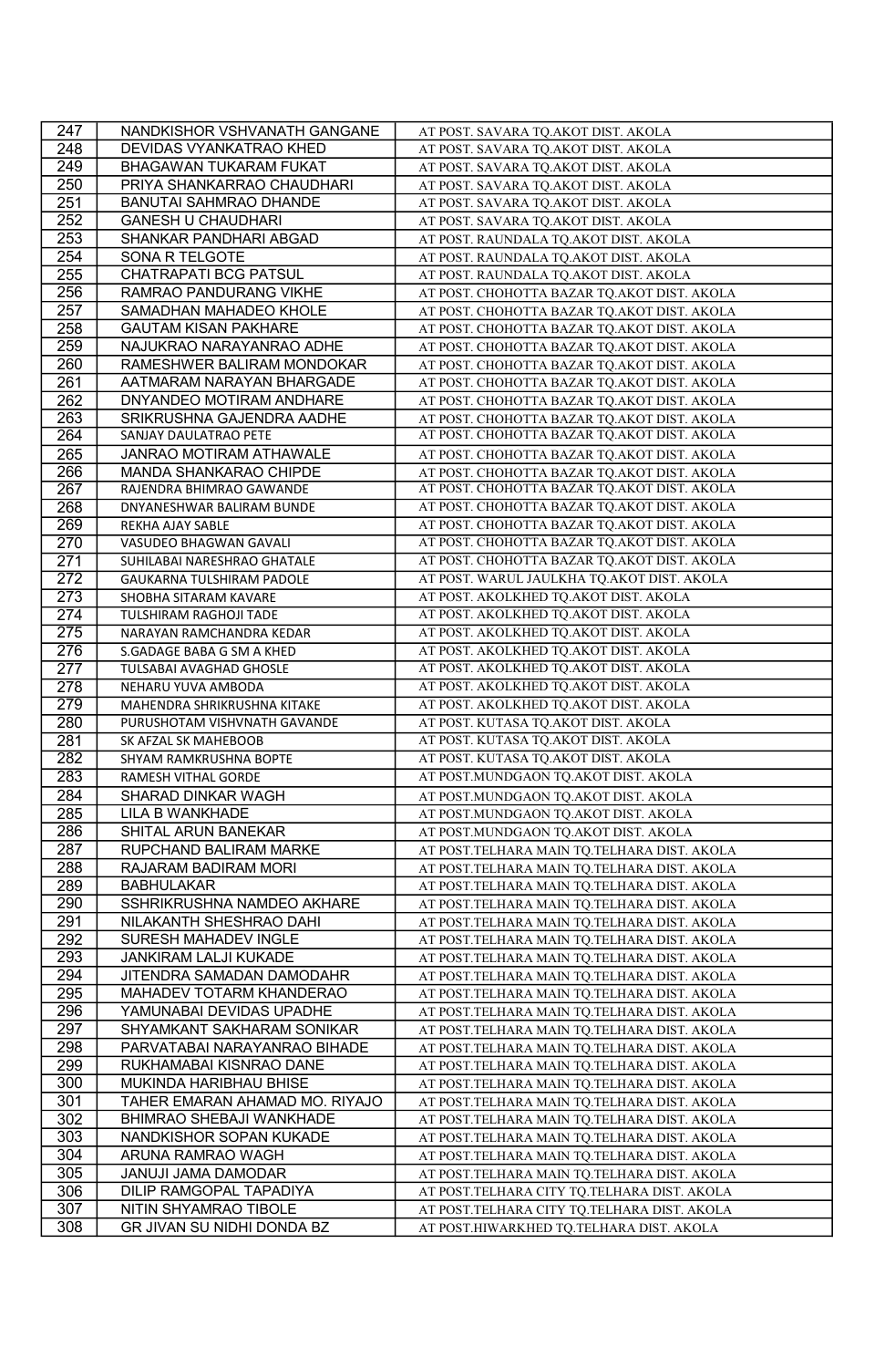| 247 | NANDKISHOR VSHVANATH GANGANE | AT POST. SAVARA TQ.AKOT DIST. AKOLA |
|---|---|---|
| 248 | DEVIDAS VYANKATRAO KHED | AT POST. SAVARA TQ.AKOT DIST. AKOLA |
| 249 | BHAGAWAN TUKARAM FUKAT | AT POST. SAVARA TQ.AKOT DIST. AKOLA |
| 250 | PRIYA SHANKARRAO CHAUDHARI | AT POST. SAVARA TQ.AKOT DIST. AKOLA |
| 251 | BANUTAI SAHMRAO DHANDE | AT POST. SAVARA TQ.AKOT DIST. AKOLA |
| 252 | GANESH U CHAUDHARI | AT POST. SAVARA TQ.AKOT DIST. AKOLA |
| 253 | SHANKAR PANDHARI ABGAD | AT POST. RAUNDALA TQ.AKOT DIST. AKOLA |
| 254 | SONA R TELGOTE | AT POST. RAUNDALA TQ.AKOT DIST. AKOLA |
| 255 | CHATRAPATI BCG PATSUL | AT POST. RAUNDALA TQ.AKOT DIST. AKOLA |
| 256 | RAMRAO PANDURANG VIKHE | AT POST. CHOHOTTA BAZAR TQ.AKOT DIST. AKOLA |
| 257 | SAMADHAN MAHADEO KHOLE | AT POST. CHOHOTTA BAZAR TQ.AKOT DIST. AKOLA |
| 258 | GAUTAM KISAN PAKHARE | AT POST. CHOHOTTA BAZAR TQ.AKOT DIST. AKOLA |
| 259 | NAJUKRAO NARAYANRAO ADHE | AT POST. CHOHOTTA BAZAR TQ.AKOT DIST. AKOLA |
| 260 | RAMESHWER BALIRAM MONDOKAR | AT POST. CHOHOTTA BAZAR TQ.AKOT DIST. AKOLA |
| 261 | AATMARAM NARAYAN BHARGADE | AT POST. CHOHOTTA BAZAR TQ.AKOT DIST. AKOLA |
| 262 | DNYANDEO MOTIRAM ANDHARE | AT POST. CHOHOTTA BAZAR TQ.AKOT DIST. AKOLA |
| 263 | SRIKRUSHNA GAJENDRA AADHE | AT POST. CHOHOTTA BAZAR TQ.AKOT DIST. AKOLA |
| 264 | SANJAY DAULATRAO PETE | AT POST. CHOHOTTA BAZAR TQ.AKOT DIST. AKOLA |
| 265 | JANRAO MOTIRAM ATHAWALE | AT POST. CHOHOTTA BAZAR TQ.AKOT DIST. AKOLA |
| 266 | MANDA SHANKARAO CHIPDE | AT POST. CHOHOTTA BAZAR TQ.AKOT DIST. AKOLA |
| 267 | RAJENDRA BHIMRAO GAWANDE | AT POST. CHOHOTTA BAZAR TQ.AKOT DIST. AKOLA |
| 268 | DNYANESHWAR BALIRAM BUNDE | AT POST. CHOHOTTA BAZAR TQ.AKOT DIST. AKOLA |
| 269 | REKHA AJAY SABLE | AT POST. CHOHOTTA BAZAR TQ.AKOT DIST. AKOLA |
| 270 | VASUDEO BHAGWAN GAVALI | AT POST. CHOHOTTA BAZAR TQ.AKOT DIST. AKOLA |
| 271 | SUHILABAI NARESHRAO GHATALE | AT POST. CHOHOTTA BAZAR TQ.AKOT DIST. AKOLA |
| 272 | GAUKARNA TULSHIRAM PADOLE | AT POST. WARUL JAULKHA TQ.AKOT DIST. AKOLA |
| 273 | SHOBHA SITARAM KAVARE | AT POST. AKOLKHED TQ.AKOT DIST. AKOLA |
| 274 | TULSHIRAM RAGHOJI TADE | AT POST. AKOLKHED TQ.AKOT DIST. AKOLA |
| 275 | NARAYAN RAMCHANDRA KEDAR | AT POST. AKOLKHED TQ.AKOT DIST. AKOLA |
| 276 | S.GADAGE BABA G SM A KHED | AT POST. AKOLKHED TQ.AKOT DIST. AKOLA |
| 277 | TULSABAI AVAGHAD GHOSLE | AT POST. AKOLKHED TQ.AKOT DIST. AKOLA |
| 278 | NEHARU YUVA AMBODA | AT POST. AKOLKHED TQ.AKOT DIST. AKOLA |
| 279 | MAHENDRA SHRIKRUSHNA KITAKE | AT POST. AKOLKHED TQ.AKOT DIST. AKOLA |
| 280 | PURUSHOTAM VISHVNATH GAVANDE | AT POST. KUTASA TQ.AKOT DIST. AKOLA |
| 281 | SK AFZAL SK MAHEBOOB | AT POST. KUTASA TQ.AKOT DIST. AKOLA |
| 282 | SHYAM RAMKRUSHNA BOPTE | AT POST. KUTASA TQ.AKOT DIST. AKOLA |
| 283 | RAMESH VITHAL GORDE | AT POST.MUNDGAON TQ.AKOT DIST. AKOLA |
| 284 | SHARAD DINKAR WAGH | AT POST.MUNDGAON TQ.AKOT DIST. AKOLA |
| 285 | LILA B WANKHADE | AT POST.MUNDGAON TQ.AKOT DIST. AKOLA |
| 286 | SHITAL ARUN BANEKAR | AT POST.MUNDGAON TQ.AKOT DIST. AKOLA |
| 287 | RUPCHAND BALIRAM MARKE | AT POST.TELHARA MAIN TQ.TELHARA DIST. AKOLA |
| 288 | RAJARAM BADIRAM MORI | AT POST.TELHARA MAIN TQ.TELHARA DIST. AKOLA |
| 289 | BABHULAKAR | AT POST.TELHARA MAIN TQ.TELHARA DIST. AKOLA |
| 290 | SSHRIKRUSHNA NAMDEO AKHARE | AT POST.TELHARA MAIN TQ.TELHARA DIST. AKOLA |
| 291 | NILAKANTH SHESHRAO DAHI | AT POST.TELHARA MAIN TQ.TELHARA DIST. AKOLA |
| 292 | SURESH MAHADEV INGLE | AT POST.TELHARA MAIN TQ.TELHARA DIST. AKOLA |
| 293 | JANKIRAM LALJI KUKADE | AT POST.TELHARA MAIN TQ.TELHARA DIST. AKOLA |
| 294 | JITENDRA SAMADAN DAMODAHR | AT POST.TELHARA MAIN TQ.TELHARA DIST. AKOLA |
| 295 | MAHADEV TOTARM KHANDERAO | AT POST.TELHARA MAIN TQ.TELHARA DIST. AKOLA |
| 296 | YAMUNABAI DEVIDAS UPADHE | AT POST.TELHARA MAIN TQ.TELHARA DIST. AKOLA |
| 297 | SHYAMKANT SAKHARAM SONIKAR | AT POST.TELHARA MAIN TQ.TELHARA DIST. AKOLA |
| 298 | PARVATABAI NARAYANRAO BIHADE | AT POST.TELHARA MAIN TQ.TELHARA DIST. AKOLA |
| 299 | RUKHAMABAI KISNRAO DANE | AT POST.TELHARA MAIN TQ.TELHARA DIST. AKOLA |
| 300 | MUKINDA HARIBHAU BHISE | AT POST.TELHARA MAIN TQ.TELHARA DIST. AKOLA |
| 301 | TAHER EMARAN AHAMAD MO. RIYAJO | AT POST.TELHARA MAIN TQ.TELHARA DIST. AKOLA |
| 302 | BHIMRAO SHEBAJI WANKHADE | AT POST.TELHARA MAIN TQ.TELHARA DIST. AKOLA |
| 303 | NANDKISHOR SOPAN KUKADE | AT POST.TELHARA MAIN TQ.TELHARA DIST. AKOLA |
| 304 | ARUNA RAMRAO WAGH | AT POST.TELHARA MAIN TQ.TELHARA DIST. AKOLA |
| 305 | JANUJI JAMA DAMODAR | AT POST.TELHARA MAIN TQ.TELHARA DIST. AKOLA |
| 306 | DILIP RAMGOPAL TAPADIYA | AT POST.TELHARA CITY TQ.TELHARA DIST. AKOLA |
| 307 | NITIN SHYAMRAO TIBOLE | AT POST.TELHARA CITY TQ.TELHARA DIST. AKOLA |
| 308 | GR JIVAN SU NIDHI DONDA BZ | AT POST.HIWARKHED TQ.TELHARA DIST. AKOLA |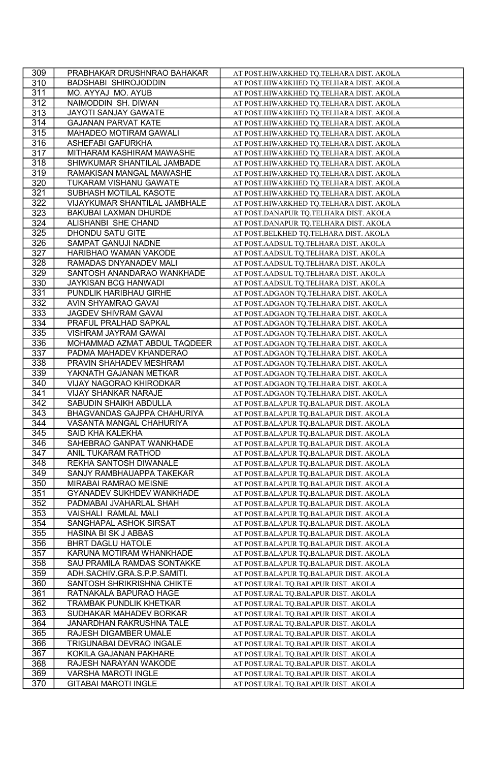| 309 | PRABHAKAR DRUSHNRAO BAHAKAR | AT POST.HIWARKHED TQ.TELHARA DIST. AKOLA |
|---|---|---|
| 310 | BADSHABI SHIROJODDIN | AT POST.HIWARKHED TQ.TELHARA DIST. AKOLA |
| 311 | MO. AYYAJ MO. AYUB | AT POST.HIWARKHED TQ.TELHARA DIST. AKOLA |
| 312 | NAIMODDIN SH. DIWAN | AT POST.HIWARKHED TQ.TELHARA DIST. AKOLA |
| 313 | JAYOTI SANJAY GAWATE | AT POST.HIWARKHED TQ.TELHARA DIST. AKOLA |
| 314 | GAJANAN PARVAT KATE | AT POST.HIWARKHED TQ.TELHARA DIST. AKOLA |
| 315 | MAHADEO MOTIRAM GAWALI | AT POST.HIWARKHED TQ.TELHARA DIST. AKOLA |
| 316 | ASHEFABI GAFURKHA | AT POST.HIWARKHED TQ.TELHARA DIST. AKOLA |
| 317 | MITHARAM KASHIRAM MAWASHE | AT POST.HIWARKHED TQ.TELHARA DIST. AKOLA |
| 318 | SHIWKUMAR SHANTILAL JAMBADE | AT POST.HIWARKHED TQ.TELHARA DIST. AKOLA |
| 319 | RAMAKISAN MANGAL MAWASHE | AT POST.HIWARKHED TQ.TELHARA DIST. AKOLA |
| 320 | TUKARAM VISHANU GAWATE | AT POST.HIWARKHED TQ.TELHARA DIST. AKOLA |
| 321 | SUBHASH MOTILAL KASOTE | AT POST.HIWARKHED TQ.TELHARA DIST. AKOLA |
| 322 | VIJAYKUMAR SHANTILAL JAMBHALE | AT POST.HIWARKHED TQ.TELHARA DIST. AKOLA |
| 323 | BAKUBAI LAXMAN DHURDE | AT POST.DANAPUR TQ.TELHARA DIST. AKOLA |
| 324 | ALISHANBI SHE CHAND | AT POST.DANAPUR TQ.TELHARA DIST. AKOLA |
| 325 | DHONDU SATU GITE | AT POST.BELKHED TQ.TELHARA DIST. AKOLA |
| 326 | SAMPAT GANUJI NADNE | AT POST.AADSUL TQ.TELHARA DIST. AKOLA |
| 327 | HARIBHAO WAMAN VAKODE | AT POST.AADSUL TQ.TELHARA DIST. AKOLA |
| 328 | RAMADAS DNYANADEV MALI | AT POST.AADSUL TQ.TELHARA DIST. AKOLA |
| 329 | SANTOSH ANANDARAO WANKHADE | AT POST.AADSUL TQ.TELHARA DIST. AKOLA |
| 330 | JAYKISAN BCG HANWADI | AT POST.AADSUL TQ.TELHARA DIST. AKOLA |
| 331 | PUNDLIK HARIBHAU GIRHE | AT POST.ADGAON TQ.TELHARA DIST. AKOLA |
| 332 | AVIN SHYAMRAO GAVAI | AT POST.ADGAON TQ.TELHARA DIST. AKOLA |
| 333 | JAGDEV SHIVRAM GAVAI | AT POST.ADGAON TQ.TELHARA DIST. AKOLA |
| 334 | PRAFUL PRALHAD SAPKAL | AT POST.ADGAON TQ.TELHARA DIST. AKOLA |
| 335 | VISHRAM JAYRAM GAWAI | AT POST.ADGAON TQ.TELHARA DIST. AKOLA |
| 336 | MOHAMMAD AZMAT ABDUL TAQDEER | AT POST.ADGAON TQ.TELHARA DIST. AKOLA |
| 337 | PADMA MAHADEV KHANDERAO | AT POST.ADGAON TQ.TELHARA DIST. AKOLA |
| 338 | PRAVIN SHAHADEV MESHRAM | AT POST.ADGAON TQ.TELHARA DIST. AKOLA |
| 339 | YAKNATH GAJANAN METKAR | AT POST.ADGAON TQ.TELHARA DIST. AKOLA |
| 340 | VIJAY NAGORAO KHIRODKAR | AT POST.ADGAON TQ.TELHARA DIST. AKOLA |
| 341 | VIJAY SHANKAR NARAJE | AT POST.ADGAON TQ.TELHARA DIST. AKOLA |
| 342 | SABUDIN SHAIKH ABDULLA | AT POST.BALAPUR TQ.BALAPUR DIST. AKOLA |
| 343 | BHAGVANDAS GAJPPA CHAHURIYA | AT POST.BALAPUR TQ.BALAPUR DIST. AKOLA |
| 344 | VASANTA MANGAL CHAHURIYA | AT POST.BALAPUR TQ.BALAPUR DIST. AKOLA |
| 345 | SAID KHA KALEKHA | AT POST.BALAPUR TQ.BALAPUR DIST. AKOLA |
| 346 | SAHEBRAO GANPAT WANKHADE | AT POST.BALAPUR TQ.BALAPUR DIST. AKOLA |
| 347 | ANIL TUKARAM RATHOD | AT POST.BALAPUR TQ.BALAPUR DIST. AKOLA |
| 348 | REKHA SANTOSH DIWANALE | AT POST.BALAPUR TQ.BALAPUR DIST. AKOLA |
| 349 | SANJY RAMBHAUAPPA TAKEKAR | AT POST.BALAPUR TQ.BALAPUR DIST. AKOLA |
| 350 | MIRABAI RAMRAO MEISNE | AT POST.BALAPUR TQ.BALAPUR DIST. AKOLA |
| 351 | GYANADEV SUKHDEV WANKHADE | AT POST.BALAPUR TQ.BALAPUR DIST. AKOLA |
| 352 | PADMABAI JVAHARLAL SHAH | AT POST.BALAPUR TQ.BALAPUR DIST. AKOLA |
| 353 | VAISHALI RAMLAL MALI | AT POST.BALAPUR TQ.BALAPUR DIST. AKOLA |
| 354 | SANGHAPAL ASHOK SIRSAT | AT POST.BALAPUR TQ.BALAPUR DIST. AKOLA |
| 355 | HASINA BI SK J ABBAS | AT POST.BALAPUR TQ.BALAPUR DIST. AKOLA |
| 356 | BHRT DAGLU HATOLE | AT POST.BALAPUR TQ.BALAPUR DIST. AKOLA |
| 357 | KARUNA MOTIRAM WHANKHADE | AT POST.BALAPUR TQ.BALAPUR DIST. AKOLA |
| 358 | SAU PRAMILA RAMDAS SONTAKKE | AT POST.BALAPUR TQ.BALAPUR DIST. AKOLA |
| 359 | ADH.SACHIV.GRA.S.P.P.SAMITI. | AT POST.BALAPUR TQ.BALAPUR DIST. AKOLA |
| 360 | SANTOSH SHRIKRISHNA CHIKTE | AT POST.URAL TQ.BALAPUR DIST. AKOLA |
| 361 | RATNAKALA BAPURAO HAGE | AT POST.URAL TQ.BALAPUR DIST. AKOLA |
| 362 | TRAMBAK PUNDLIK KHETKAR | AT POST.URAL TQ.BALAPUR DIST. AKOLA |
| 363 | SUDHAKAR MAHADEV BORKAR | AT POST.URAL TQ.BALAPUR DIST. AKOLA |
| 364 | JANARDHAN RAKRUSHNA TALE | AT POST.URAL TQ.BALAPUR DIST. AKOLA |
| 365 | RAJESH DIGAMBER UMALE | AT POST.URAL TQ.BALAPUR DIST. AKOLA |
| 366 | TRIGUNABAI DEVRAO INGALE | AT POST.URAL TQ.BALAPUR DIST. AKOLA |
| 367 | KOKILA GAJANAN PAKHARE | AT POST.URAL TQ.BALAPUR DIST. AKOLA |
| 368 | RAJESH NARAYAN WAKODE | AT POST.URAL TQ.BALAPUR DIST. AKOLA |
| 369 | VARSHA MAROTI INGLE | AT POST.URAL TQ.BALAPUR DIST. AKOLA |
| 370 | GITABAI MAROTI INGLE | AT POST.URAL TQ.BALAPUR DIST. AKOLA |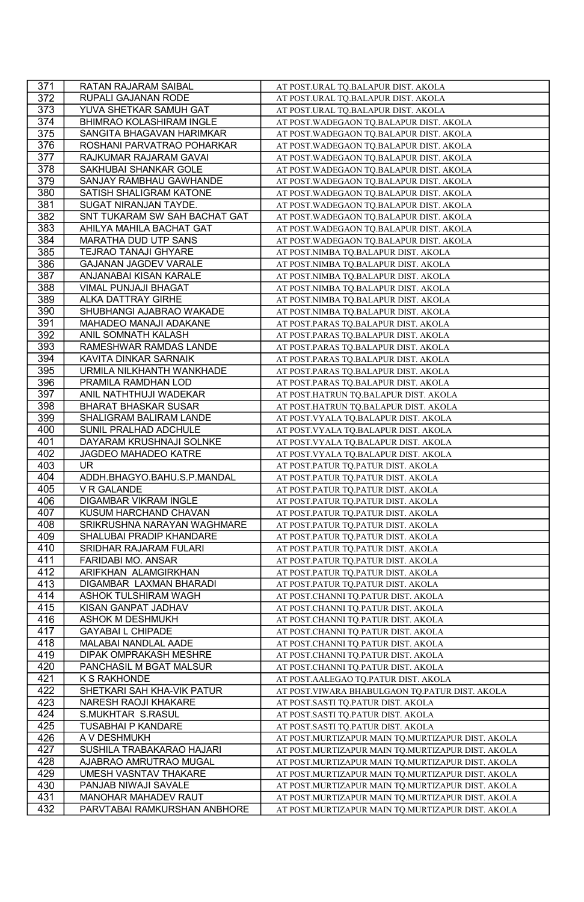| 371 | RATAN RAJARAM SAIBAL | AT POST.URAL TQ.BALAPUR DIST. AKOLA |
|---|---|---|
| 372 | RUPALI GAJANAN RODE | AT POST.URAL TQ.BALAPUR DIST. AKOLA |
| 373 | YUVA SHETKAR SAMUH GAT | AT POST.URAL TQ.BALAPUR DIST. AKOLA |
| 374 | BHIMRAO KOLASHIRAM INGLE | AT POST.WADEGAON TQ.BALAPUR DIST. AKOLA |
| 375 | SANGITA BHAGAVAN HARIMKAR | AT POST.WADEGAON TQ.BALAPUR DIST. AKOLA |
| 376 | ROSHANI PARVATRAO POHARKAR | AT POST.WADEGAON TQ.BALAPUR DIST. AKOLA |
| 377 | RAJKUMAR RAJARAM GAVAI | AT POST.WADEGAON TQ.BALAPUR DIST. AKOLA |
| 378 | SAKHUBAI SHANKAR GOLE | AT POST.WADEGAON TQ.BALAPUR DIST. AKOLA |
| 379 | SANJAY RAMBHAU GAWHANDE | AT POST.WADEGAON TQ.BALAPUR DIST. AKOLA |
| 380 | SATISH SHALIGRAM KATONE | AT POST.WADEGAON TQ.BALAPUR DIST. AKOLA |
| 381 | SUGAT NIRANJAN TAYDE. | AT POST.WADEGAON TQ.BALAPUR DIST. AKOLA |
| 382 | SNT TUKARAM SW SAH BACHAT GAT | AT POST.WADEGAON TQ.BALAPUR DIST. AKOLA |
| 383 | AHILYA MAHILA BACHAT GAT | AT POST.WADEGAON TQ.BALAPUR DIST. AKOLA |
| 384 | MARATHA DUD UTP SANS | AT POST.WADEGAON TQ.BALAPUR DIST. AKOLA |
| 385 | TEJRAO TANAJI GHYARE | AT POST.NIMBA TQ.BALAPUR DIST. AKOLA |
| 386 | GAJANAN JAGDEV VARALE | AT POST.NIMBA TQ.BALAPUR DIST. AKOLA |
| 387 | ANJANABAI KISAN KARALE | AT POST.NIMBA TQ.BALAPUR DIST. AKOLA |
| 388 | VIMAL PUNJAJI BHAGAT | AT POST.NIMBA TQ.BALAPUR DIST. AKOLA |
| 389 | ALKA DATTRAY GIRHE | AT POST.NIMBA TQ.BALAPUR DIST. AKOLA |
| 390 | SHUBHANGI AJABRAO WAKADE | AT POST.NIMBA TQ.BALAPUR DIST. AKOLA |
| 391 | MAHADEO MANAJI ADAKANE | AT POST.PARAS TQ.BALAPUR DIST. AKOLA |
| 392 | ANIL SOMNATH KALASH | AT POST.PARAS TQ.BALAPUR DIST. AKOLA |
| 393 | RAMESHWAR RAMDAS LANDE | AT POST.PARAS TQ.BALAPUR DIST. AKOLA |
| 394 | KAVITA DINKAR SARNAIK | AT POST.PARAS TQ.BALAPUR DIST. AKOLA |
| 395 | URMILA NILKHANTH WANKHADE | AT POST.PARAS TQ.BALAPUR DIST. AKOLA |
| 396 | PRAMILA RAMDHAN LOD | AT POST.PARAS TQ.BALAPUR DIST. AKOLA |
| 397 | ANIL NATHTHUJI WADEKAR | AT POST.HATRUN TQ.BALAPUR DIST. AKOLA |
| 398 | BHARAT BHASKAR SUSAR | AT POST.HATRUN TQ.BALAPUR DIST. AKOLA |
| 399 | SHALIGRAM BALIRAM LANDE | AT POST.VYALA TQ.BALAPUR DIST. AKOLA |
| 400 | SUNIL PRALHAD ADCHULE | AT POST.VYALA TQ.BALAPUR DIST. AKOLA |
| 401 | DAYARAM KRUSHNAJI SOLNKE | AT POST.VYALA TQ.BALAPUR DIST. AKOLA |
| 402 | JAGDEO MAHADEO KATRE | AT POST.VYALA TQ.BALAPUR DIST. AKOLA |
| 403 | UR | AT POST.PATUR TQ.PATUR DIST. AKOLA |
| 404 | ADDH.BHAGYO.BAHU.S.P.MANDAL | AT POST.PATUR TQ.PATUR DIST. AKOLA |
| 405 | V R GALANDE | AT POST.PATUR TQ.PATUR DIST. AKOLA |
| 406 | DIGAMBAR VIKRAM INGLE | AT POST.PATUR TQ.PATUR DIST. AKOLA |
| 407 | KUSUM HARCHAND CHAVAN | AT POST.PATUR TQ.PATUR DIST. AKOLA |
| 408 | SRIKRUSHNA NARAYAN WAGHMARE | AT POST.PATUR TQ.PATUR DIST. AKOLA |
| 409 | SHALUBAI PRADIP KHANDARE | AT POST.PATUR TQ.PATUR DIST. AKOLA |
| 410 | SRIDHAR RAJARAM FULARI | AT POST.PATUR TQ.PATUR DIST. AKOLA |
| 411 | FARIDABI MO. ANSAR | AT POST.PATUR TQ.PATUR DIST. AKOLA |
| 412 | ARIFKHAN ALAMGIRKHAN | AT POST.PATUR TQ.PATUR DIST. AKOLA |
| 413 | DIGAMBAR LAXMAN BHARADI | AT POST.PATUR TQ.PATUR DIST. AKOLA |
| 414 | ASHOK TULSHIRAM WAGH | AT POST.CHANNI TQ.PATUR DIST. AKOLA |
| 415 | KISAN GANPAT JADHAV | AT POST.CHANNI TQ.PATUR DIST. AKOLA |
| 416 | ASHOK M DESHMUKH | AT POST.CHANNI TQ.PATUR DIST. AKOLA |
| 417 | GAYABAI L CHIPADE | AT POST.CHANNI TQ.PATUR DIST. AKOLA |
| 418 | MALABAI NANDLAL AADE | AT POST.CHANNI TQ.PATUR DIST. AKOLA |
| 419 | DIPAK OMPRAKASH MESHRE | AT POST.CHANNI TQ.PATUR DIST. AKOLA |
| 420 | PANCHASIL M BGAT MALSUR | AT POST.CHANNI TQ.PATUR DIST. AKOLA |
| 421 | K S RAKHONDE | AT POST.AALEGAO TQ.PATUR DIST. AKOLA |
| 422 | SHETKARI SAH KHA-VIK PATUR | AT POST.VIWARA BHABULGAON TQ.PATUR DIST. AKOLA |
| 423 | NARESH RAOJI KHAKARE | AT POST.SASTI TQ.PATUR DIST. AKOLA |
| 424 | S.MUKHTAR S.RASUL | AT POST.SASTI TQ.PATUR DIST. AKOLA |
| 425 | TUSABHAI P KANDARE | AT POST.SASTI TQ.PATUR DIST. AKOLA |
| 426 | A V DESHMUKH | AT POST.MURTIZAPUR MAIN TQ.MURTIZAPUR DIST. AKOLA |
| 427 | SUSHILA TRABAKARAO HAJARI | AT POST.MURTIZAPUR MAIN TQ.MURTIZAPUR DIST. AKOLA |
| 428 | AJABRAO AMRUTRAO MUGAL | AT POST.MURTIZAPUR MAIN TQ.MURTIZAPUR DIST. AKOLA |
| 429 | UMESH VASNTAV THAKARE | AT POST.MURTIZAPUR MAIN TQ.MURTIZAPUR DIST. AKOLA |
| 430 | PANJAB NIWAJI SAVALE | AT POST.MURTIZAPUR MAIN TQ.MURTIZAPUR DIST. AKOLA |
| 431 | MANOHAR MAHADEV RAUT | AT POST.MURTIZAPUR MAIN TQ.MURTIZAPUR DIST. AKOLA |
| 432 | PARVTABAI RAMKURSHAN ANBHORE | AT POST.MURTIZAPUR MAIN TQ.MURTIZAPUR DIST. AKOLA |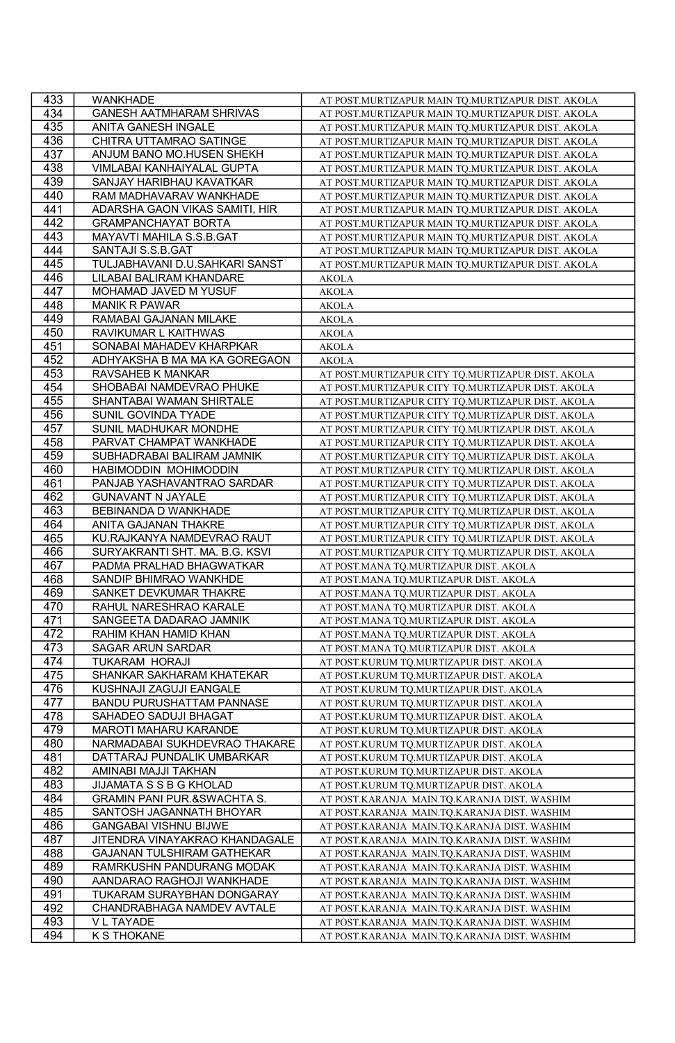| 433 | WANKHADE | AT POST.MURTIZAPUR MAIN TQ.MURTIZAPUR DIST. AKOLA |
|---|---|---|
| 434 | GANESH AATMHARAM SHRIVAS | AT POST.MURTIZAPUR MAIN TQ.MURTIZAPUR DIST. AKOLA |
| 435 | ANITA GANESH INGALE | AT POST.MURTIZAPUR MAIN TQ.MURTIZAPUR DIST. AKOLA |
| 436 | CHITRA UTTAMRAO SATINGE | AT POST.MURTIZAPUR MAIN TQ.MURTIZAPUR DIST. AKOLA |
| 437 | ANJUM BANO MO.HUSEN SHEKH | AT POST.MURTIZAPUR MAIN TQ.MURTIZAPUR DIST. AKOLA |
| 438 | VIMLABAI KANHAIYALAL GUPTA | AT POST.MURTIZAPUR MAIN TQ.MURTIZAPUR DIST. AKOLA |
| 439 | SANJAY HARIBHAU KAVATKAR | AT POST.MURTIZAPUR MAIN TQ.MURTIZAPUR DIST. AKOLA |
| 440 | RAM MADHAVARAV WANKHADE | AT POST.MURTIZAPUR MAIN TQ.MURTIZAPUR DIST. AKOLA |
| 441 | ADARSHA GAON VIKAS SAMITI, HIR | AT POST.MURTIZAPUR MAIN TQ.MURTIZAPUR DIST. AKOLA |
| 442 | GRAMPANCHAYAT BORTA | AT POST.MURTIZAPUR MAIN TQ.MURTIZAPUR DIST. AKOLA |
| 443 | MAYAVTI MAHILA S.S.B.GAT | AT POST.MURTIZAPUR MAIN TQ.MURTIZAPUR DIST. AKOLA |
| 444 | SANTAJI S.S.B.GAT | AT POST.MURTIZAPUR MAIN TQ.MURTIZAPUR DIST. AKOLA |
| 445 | TULJABHAVANI D.U.SAHKARI SANST | AT POST.MURTIZAPUR MAIN TQ.MURTIZAPUR DIST. AKOLA |
| 446 | LILABAI BALIRAM KHANDARE | AKOLA |
| 447 | MOHAMAD JAVED M YUSUF | AKOLA |
| 448 | MANIK R PAWAR | AKOLA |
| 449 | RAMABAI GAJANAN MILAKE | AKOLA |
| 450 | RAVIKUMAR L KAITHWAS | AKOLA |
| 451 | SONABAI MAHADEV KHARPKAR | AKOLA |
| 452 | ADHYAKSHA B MA MA KA GOREGAON | AKOLA |
| 453 | RAVSAHEB K MANKAR | AT POST.MURTIZAPUR CITY TQ.MURTIZAPUR DIST. AKOLA |
| 454 | SHOBABAI NAMDEVRAO PHUKE | AT POST.MURTIZAPUR CITY TQ.MURTIZAPUR DIST. AKOLA |
| 455 | SHANTABAI WAMAN SHIRTALE | AT POST.MURTIZAPUR CITY TQ.MURTIZAPUR DIST. AKOLA |
| 456 | SUNIL GOVINDA TYADE | AT POST.MURTIZAPUR CITY TQ.MURTIZAPUR DIST. AKOLA |
| 457 | SUNIL MADHUKAR MONDHE | AT POST.MURTIZAPUR CITY TQ.MURTIZAPUR DIST. AKOLA |
| 458 | PARVAT CHAMPAT WANKHADE | AT POST.MURTIZAPUR CITY TQ.MURTIZAPUR DIST. AKOLA |
| 459 | SUBHADRABAI BALIRAM JAMNIK | AT POST.MURTIZAPUR CITY TQ.MURTIZAPUR DIST. AKOLA |
| 460 | HABIMODDIN MOHIMODDIN | AT POST.MURTIZAPUR CITY TQ.MURTIZAPUR DIST. AKOLA |
| 461 | PANJAB YASHAVANTRAO SARDAR | AT POST.MURTIZAPUR CITY TQ.MURTIZAPUR DIST. AKOLA |
| 462 | GUNAVANT N JAYALE | AT POST.MURTIZAPUR CITY TQ.MURTIZAPUR DIST. AKOLA |
| 463 | BEBINANDA D WANKHADE | AT POST.MURTIZAPUR CITY TQ.MURTIZAPUR DIST. AKOLA |
| 464 | ANITA GAJANAN THAKRE | AT POST.MURTIZAPUR CITY TQ.MURTIZAPUR DIST. AKOLA |
| 465 | KU.RAJKANYA NAMDEVRAO RAUT | AT POST.MURTIZAPUR CITY TQ.MURTIZAPUR DIST. AKOLA |
| 466 | SURYAKRANTI SHT. MA. B.G. KSVI | AT POST.MURTIZAPUR CITY TQ.MURTIZAPUR DIST. AKOLA |
| 467 | PADMA PRALHAD BHAGWATKAR | AT POST.MANA TQ.MURTIZAPUR DIST. AKOLA |
| 468 | SANDIP BHIMRAO WANKHDE | AT POST.MANA TQ.MURTIZAPUR DIST. AKOLA |
| 469 | SANKET DEVKUMAR THAKRE | AT POST.MANA TQ.MURTIZAPUR DIST. AKOLA |
| 470 | RAHUL NARESHRAO KARALE | AT POST.MANA TQ.MURTIZAPUR DIST. AKOLA |
| 471 | SANGEETA DADARAO JAMNIK | AT POST.MANA TQ.MURTIZAPUR DIST. AKOLA |
| 472 | RAHIM KHAN HAMID KHAN | AT POST.MANA TQ.MURTIZAPUR DIST. AKOLA |
| 473 | SAGAR ARUN SARDAR | AT POST.MANA TQ.MURTIZAPUR DIST. AKOLA |
| 474 | TUKARAM HORAJI | AT POST.KURUM TQ.MURTIZAPUR DIST. AKOLA |
| 475 | SHANKAR SAKHARAM KHATEKAR | AT POST.KURUM TQ.MURTIZAPUR DIST. AKOLA |
| 476 | KUSHNAJI ZAGUJI EANGALE | AT POST.KURUM TQ.MURTIZAPUR DIST. AKOLA |
| 477 | BANDU PURUSHATTAM PANNASE | AT POST.KURUM TQ.MURTIZAPUR DIST. AKOLA |
| 478 | SAHADEO SADUJI BHAGAT | AT POST.KURUM TQ.MURTIZAPUR DIST. AKOLA |
| 479 | MAROTI MAHARU KARANDE | AT POST.KURUM TQ.MURTIZAPUR DIST. AKOLA |
| 480 | NARMADABAI SUKHDEVRAO THAKARE | AT POST.KURUM TQ.MURTIZAPUR DIST. AKOLA |
| 481 | DATTARAJ PUNDALIK UMBARKAR | AT POST.KURUM TQ.MURTIZAPUR DIST. AKOLA |
| 482 | AMINABI MAJJI TAKHAN | AT POST.KURUM TQ.MURTIZAPUR DIST. AKOLA |
| 483 | JIJAMATA S S B G KHOLAD | AT POST.KURUM TQ.MURTIZAPUR DIST. AKOLA |
| 484 | GRAMIN PANI PUR.&SWACHTA S. | AT POST.KARANJA MAIN.TQ.KARANJA DIST. WASHIM |
| 485 | SANTOSH JAGANNATH BHOYAR | AT POST.KARANJA MAIN.TQ.KARANJA DIST. WASHIM |
| 486 | GANGABAI VISHNU BIJWE | AT POST.KARANJA MAIN.TQ.KARANJA DIST. WASHIM |
| 487 | JITENDRA VINAYAKRAO KHANDAGALE | AT POST.KARANJA MAIN.TQ.KARANJA DIST. WASHIM |
| 488 | GAJANAN TULSHIRAM GATHEKAR | AT POST.KARANJA MAIN.TQ.KARANJA DIST. WASHIM |
| 489 | RAMRKUSHN PANDURANG MODAK | AT POST.KARANJA MAIN.TQ.KARANJA DIST. WASHIM |
| 490 | AANDARAO RAGHOJI WANKHADE | AT POST.KARANJA MAIN.TQ.KARANJA DIST. WASHIM |
| 491 | TUKARAM SURAYBHAN DONGARAY | AT POST.KARANJA MAIN.TQ.KARANJA DIST. WASHIM |
| 492 | CHANDRABHAGA NAMDEV AVTALE | AT POST.KARANJA MAIN.TQ.KARANJA DIST. WASHIM |
| 493 | V L TAYADE | AT POST.KARANJA MAIN.TQ.KARANJA DIST. WASHIM |
| 494 | K S THOKANE | AT POST.KARANJA MAIN.TQ.KARANJA DIST. WASHIM |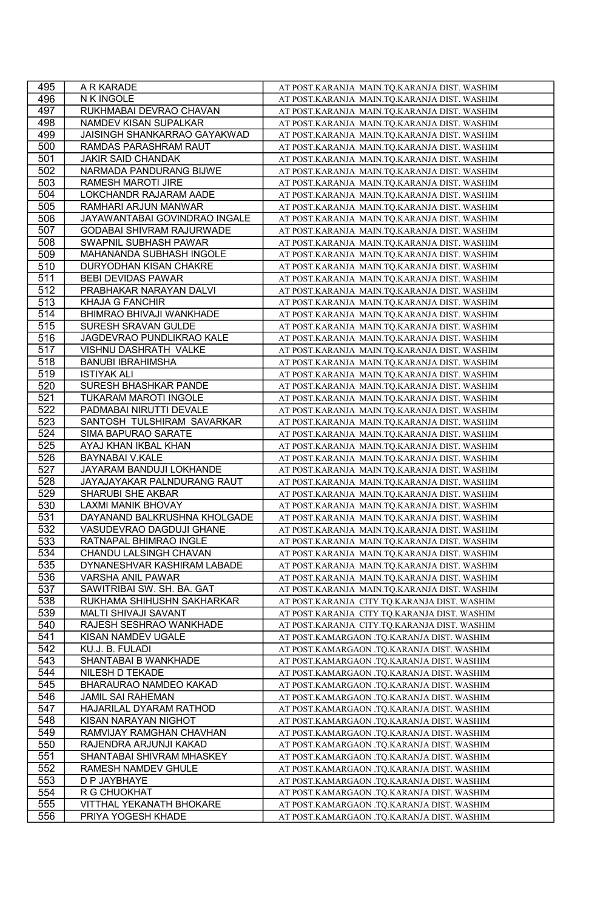| 495 | A R KARADE | AT POST.KARANJA MAIN.TQ.KARANJA DIST. WASHIM |
|---|---|---|
| 496 | N K INGOLE | AT POST.KARANJA MAIN.TQ.KARANJA DIST. WASHIM |
| 497 | RUKHMABAI DEVRAO CHAVAN | AT POST.KARANJA MAIN.TQ.KARANJA DIST. WASHIM |
| 498 | NAMDEV KISAN SUPALKAR | AT POST.KARANJA MAIN.TQ.KARANJA DIST. WASHIM |
| 499 | JAISINGH SHANKARRAO GAYAKWAD | AT POST.KARANJA MAIN.TQ.KARANJA DIST. WASHIM |
| 500 | RAMDAS PARASHRAM RAUT | AT POST.KARANJA MAIN.TQ.KARANJA DIST. WASHIM |
| 501 | JAKIR SAID CHANDAK | AT POST.KARANJA MAIN.TQ.KARANJA DIST. WASHIM |
| 502 | NARMADA PANDURANG BIJWE | AT POST.KARANJA MAIN.TQ.KARANJA DIST. WASHIM |
| 503 | RAMESH MAROTI JIRE | AT POST.KARANJA MAIN.TQ.KARANJA DIST. WASHIM |
| 504 | LOKCHANDR RAJARAM AADE | AT POST.KARANJA MAIN.TQ.KARANJA DIST. WASHIM |
| 505 | RAMHARI ARJUN MANWAR | AT POST.KARANJA MAIN.TQ.KARANJA DIST. WASHIM |
| 506 | JAYAWANTABAI GOVINDRAO INGALE | AT POST.KARANJA MAIN.TQ.KARANJA DIST. WASHIM |
| 507 | GODABAI SHIVRAM RAJURWADE | AT POST.KARANJA MAIN.TQ.KARANJA DIST. WASHIM |
| 508 | SWAPNIL SUBHASH PAWAR | AT POST.KARANJA MAIN.TQ.KARANJA DIST. WASHIM |
| 509 | MAHANANDA SUBHASH INGOLE | AT POST.KARANJA MAIN.TQ.KARANJA DIST. WASHIM |
| 510 | DURYODHAN KISAN CHAKRE | AT POST.KARANJA MAIN.TQ.KARANJA DIST. WASHIM |
| 511 | BEBI DEVIDAS PAWAR | AT POST.KARANJA MAIN.TQ.KARANJA DIST. WASHIM |
| 512 | PRABHAKAR NARAYAN DALVI | AT POST.KARANJA MAIN.TQ.KARANJA DIST. WASHIM |
| 513 | KHAJA G FANCHIR | AT POST.KARANJA MAIN.TQ.KARANJA DIST. WASHIM |
| 514 | BHIMRAO BHIVAJI WANKHADE | AT POST.KARANJA MAIN.TQ.KARANJA DIST. WASHIM |
| 515 | SURESH SRAVAN GULDE | AT POST.KARANJA MAIN.TQ.KARANJA DIST. WASHIM |
| 516 | JAGDEVRAO PUNDLIKRAO KALE | AT POST.KARANJA MAIN.TQ.KARANJA DIST. WASHIM |
| 517 | VISHNU DASHRATH VALKE | AT POST.KARANJA MAIN.TQ.KARANJA DIST. WASHIM |
| 518 | BANUBI IBRAHIMSHA | AT POST.KARANJA MAIN.TQ.KARANJA DIST. WASHIM |
| 519 | ISTIYAK ALI | AT POST.KARANJA MAIN.TQ.KARANJA DIST. WASHIM |
| 520 | SURESH BHASHKAR PANDE | AT POST.KARANJA MAIN.TQ.KARANJA DIST. WASHIM |
| 521 | TUKARAM MAROTI INGOLE | AT POST.KARANJA MAIN.TQ.KARANJA DIST. WASHIM |
| 522 | PADMABAI NIRUTTI DEVALE | AT POST.KARANJA MAIN.TQ.KARANJA DIST. WASHIM |
| 523 | SANTOSH TULSHIRAM SAVARKAR | AT POST.KARANJA MAIN.TQ.KARANJA DIST. WASHIM |
| 524 | SIMA BAPURAO SARATE | AT POST.KARANJA MAIN.TQ.KARANJA DIST. WASHIM |
| 525 | AYAJ KHAN IKBAL KHAN | AT POST.KARANJA MAIN.TQ.KARANJA DIST. WASHIM |
| 526 | BAYNABAI V.KALE | AT POST.KARANJA MAIN.TQ.KARANJA DIST. WASHIM |
| 527 | JAYARAM BANDUJI LOKHANDE | AT POST.KARANJA MAIN.TQ.KARANJA DIST. WASHIM |
| 528 | JAYAJAYAKAR PALNDURANG RAUT | AT POST.KARANJA MAIN.TQ.KARANJA DIST. WASHIM |
| 529 | SHARUBI SHE AKBAR | AT POST.KARANJA MAIN.TQ.KARANJA DIST. WASHIM |
| 530 | LAXMI MANIK BHOVAY | AT POST.KARANJA MAIN.TQ.KARANJA DIST. WASHIM |
| 531 | DAYANAND BALKRUSHNA KHOLGADE | AT POST.KARANJA MAIN.TQ.KARANJA DIST. WASHIM |
| 532 | VASUDEVRAO DAGDUJI GHANE | AT POST.KARANJA MAIN.TQ.KARANJA DIST. WASHIM |
| 533 | RATNAPAL BHIMRAO INGLE | AT POST.KARANJA MAIN.TQ.KARANJA DIST. WASHIM |
| 534 | CHANDU LALSINGH CHAVAN | AT POST.KARANJA MAIN.TQ.KARANJA DIST. WASHIM |
| 535 | DYNANESHVAR KASHIRAM LABADE | AT POST.KARANJA MAIN.TQ.KARANJA DIST. WASHIM |
| 536 | VARSHA ANIL PAWAR | AT POST.KARANJA MAIN.TQ.KARANJA DIST. WASHIM |
| 537 | SAWITRIBAI SW. SH. BA. GAT | AT POST.KARANJA MAIN.TQ.KARANJA DIST. WASHIM |
| 538 | RUKHAMA SHIHUSHN SAKHARKAR | AT POST.KARANJA CITY.TQ.KARANJA DIST. WASHIM |
| 539 | MALTI SHIVAJI SAVANT | AT POST.KARANJA CITY.TQ.KARANJA DIST. WASHIM |
| 540 | RAJESH SESHRAO WANKHADE | AT POST.KARANJA CITY.TQ.KARANJA DIST. WASHIM |
| 541 | KISAN NAMDEV UGALE | AT POST.KAMARGAON .TQ.KARANJA DIST. WASHIM |
| 542 | KU.J. B. FULADI | AT POST.KAMARGAON .TQ.KARANJA DIST. WASHIM |
| 543 | SHANTABAI B WANKHADE | AT POST.KAMARGAON .TQ.KARANJA DIST. WASHIM |
| 544 | NILESH D TEKADE | AT POST.KAMARGAON .TQ.KARANJA DIST. WASHIM |
| 545 | BHARAURAO NAMDEO KAKAD | AT POST.KAMARGAON .TQ.KARANJA DIST. WASHIM |
| 546 | JAMIL SAI RAHEMAN | AT POST.KAMARGAON .TQ.KARANJA DIST. WASHIM |
| 547 | HAJARILAL DYARAM RATHOD | AT POST.KAMARGAON .TQ.KARANJA DIST. WASHIM |
| 548 | KISAN NARAYAN NIGHOT | AT POST.KAMARGAON .TQ.KARANJA DIST. WASHIM |
| 549 | RAMVIJAY RAMGHAN CHAVHAN | AT POST.KAMARGAON .TQ.KARANJA DIST. WASHIM |
| 550 | RAJENDRA ARJUNJI KAKAD | AT POST.KAMARGAON .TQ.KARANJA DIST. WASHIM |
| 551 | SHANTABAI SHIVRAM MHASKEY | AT POST.KAMARGAON .TQ.KARANJA DIST. WASHIM |
| 552 | RAMESH NAMDEV GHULE | AT POST.KAMARGAON .TQ.KARANJA DIST. WASHIM |
| 553 | D P JAYBHAYE | AT POST.KAMARGAON .TQ.KARANJA DIST. WASHIM |
| 554 | R G CHUOKHAT | AT POST.KAMARGAON .TQ.KARANJA DIST. WASHIM |
| 555 | VITTHAL YEKANATH BHOKARE | AT POST.KAMARGAON .TQ.KARANJA DIST. WASHIM |
| 556 | PRIYA YOGESH KHADE | AT POST.KAMARGAON .TQ.KARANJA DIST. WASHIM |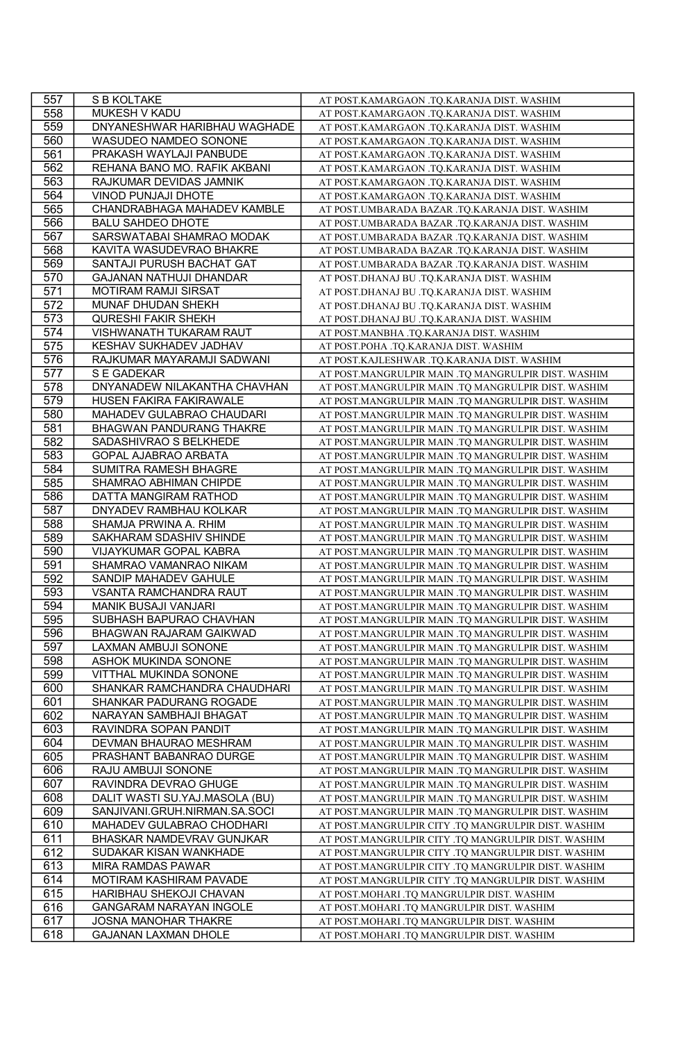| 557 | S B KOLTAKE | AT POST.KAMARGAON .TQ.KARANJA DIST. WASHIM |
|---|---|---|
| 558 | MUKESH V KADU | AT POST.KAMARGAON .TQ.KARANJA DIST. WASHIM |
| 559 | DNYANESHWAR HARIBHAU WAGHADE | AT POST.KAMARGAON .TQ.KARANJA DIST. WASHIM |
| 560 | WASUDEO NAMDEO SONONE | AT POST.KAMARGAON .TQ.KARANJA DIST. WASHIM |
| 561 | PRAKASH WAYLAJI PANBUDE | AT POST.KAMARGAON .TQ.KARANJA DIST. WASHIM |
| 562 | REHANA BANO MO. RAFIK AKBANI | AT POST.KAMARGAON .TQ.KARANJA DIST. WASHIM |
| 563 | RAJKUMAR DEVIDAS JAMNIK | AT POST.KAMARGAON .TQ.KARANJA DIST. WASHIM |
| 564 | VINOD PUNJAJI DHOTE | AT POST.KAMARGAON .TQ.KARANJA DIST. WASHIM |
| 565 | CHANDRABHAGA MAHADEV KAMBLE | AT POST.UMBARADA BAZAR .TQ.KARANJA DIST. WASHIM |
| 566 | BALU SAHDEO DHOTE | AT POST.UMBARADA BAZAR .TQ.KARANJA DIST. WASHIM |
| 567 | SARSWATABAI SHAMRAO MODAK | AT POST.UMBARADA BAZAR .TQ.KARANJA DIST. WASHIM |
| 568 | KAVITA WASUDEVRAO BHAKRE | AT POST.UMBARADA BAZAR .TQ.KARANJA DIST. WASHIM |
| 569 | SANTAJI PURUSH BACHAT GAT | AT POST.UMBARADA BAZAR .TQ.KARANJA DIST. WASHIM |
| 570 | GAJANAN NATHUJI DHANDAR | AT POST.DHANAJ BU .TQ.KARANJA DIST. WASHIM |
| 571 | MOTIRAM RAMJI SIRSAT | AT POST.DHANAJ BU .TQ.KARANJA DIST. WASHIM |
| 572 | MUNAF DHUDAN SHEKH | AT POST.DHANAJ BU .TQ.KARANJA DIST. WASHIM |
| 573 | QURESHI FAKIR SHEKH | AT POST.DHANAJ BU .TQ.KARANJA DIST. WASHIM |
| 574 | VISHWANATH TUKARAM RAUT | AT POST.MANBHA .TQ.KARANJA DIST. WASHIM |
| 575 | KESHAV SUKHADEV JADHAV | AT POST.POHA .TQ.KARANJA DIST. WASHIM |
| 576 | RAJKUMAR MAYARAMJI SADWANI | AT POST.KAJLESHWAR .TQ.KARANJA DIST. WASHIM |
| 577 | S E GADEKAR | AT POST.MANGRULPIR MAIN .TQ MANGRULPIR DIST. WASHIM |
| 578 | DNYANADEW NILAKANTHA CHAVHAN | AT POST.MANGRULPIR MAIN .TQ MANGRULPIR DIST. WASHIM |
| 579 | HUSEN FAKIRA FAKIRAWALE | AT POST.MANGRULPIR MAIN .TQ MANGRULPIR DIST. WASHIM |
| 580 | MAHADEV GULABRAO CHAUDARI | AT POST.MANGRULPIR MAIN .TQ MANGRULPIR DIST. WASHIM |
| 581 | BHAGWAN PANDURANG THAKRE | AT POST.MANGRULPIR MAIN .TQ MANGRULPIR DIST. WASHIM |
| 582 | SADASHIVRAO S BELKHEDE | AT POST.MANGRULPIR MAIN .TQ MANGRULPIR DIST. WASHIM |
| 583 | GOPAL AJABRAO ARBATA | AT POST.MANGRULPIR MAIN .TQ MANGRULPIR DIST. WASHIM |
| 584 | SUMITRA RAMESH BHAGRE | AT POST.MANGRULPIR MAIN .TQ MANGRULPIR DIST. WASHIM |
| 585 | SHAMRAO ABHIMAN CHIPDE | AT POST.MANGRULPIR MAIN .TQ MANGRULPIR DIST. WASHIM |
| 586 | DATTA MANGIRAM RATHOD | AT POST.MANGRULPIR MAIN .TQ MANGRULPIR DIST. WASHIM |
| 587 | DNYADEV RAMBHAU KOLKAR | AT POST.MANGRULPIR MAIN .TQ MANGRULPIR DIST. WASHIM |
| 588 | SHAMJA PRWINA A. RHIM | AT POST.MANGRULPIR MAIN .TQ MANGRULPIR DIST. WASHIM |
| 589 | SAKHARAM SDASHIV SHINDE | AT POST.MANGRULPIR MAIN .TQ MANGRULPIR DIST. WASHIM |
| 590 | VIJAYKUMAR GOPAL KABRA | AT POST.MANGRULPIR MAIN .TQ MANGRULPIR DIST. WASHIM |
| 591 | SHAMRAO VAMANRAO NIKAM | AT POST.MANGRULPIR MAIN .TQ MANGRULPIR DIST. WASHIM |
| 592 | SANDIP MAHADEV GAHULE | AT POST.MANGRULPIR MAIN .TQ MANGRULPIR DIST. WASHIM |
| 593 | VSANTA RAMCHANDRA RAUT | AT POST.MANGRULPIR MAIN .TQ MANGRULPIR DIST. WASHIM |
| 594 | MANIK BUSAJI VANJARI | AT POST.MANGRULPIR MAIN .TQ MANGRULPIR DIST. WASHIM |
| 595 | SUBHASH BAPURAO CHAVHAN | AT POST.MANGRULPIR MAIN .TQ MANGRULPIR DIST. WASHIM |
| 596 | BHAGWAN RAJARAM GAIKWAD | AT POST.MANGRULPIR MAIN .TQ MANGRULPIR DIST. WASHIM |
| 597 | LAXMAN AMBUJI SONONE | AT POST.MANGRULPIR MAIN .TQ MANGRULPIR DIST. WASHIM |
| 598 | ASHOK MUKINDA SONONE | AT POST.MANGRULPIR MAIN .TQ MANGRULPIR DIST. WASHIM |
| 599 | VITTHAL MUKINDA SONONE | AT POST.MANGRULPIR MAIN .TQ MANGRULPIR DIST. WASHIM |
| 600 | SHANKAR RAMCHANDRA CHAUDHARI | AT POST.MANGRULPIR MAIN .TQ MANGRULPIR DIST. WASHIM |
| 601 | SHANKAR PADURANG ROGADE | AT POST.MANGRULPIR MAIN .TQ MANGRULPIR DIST. WASHIM |
| 602 | NARAYAN SAMBHAJI BHAGAT | AT POST.MANGRULPIR MAIN .TQ MANGRULPIR DIST. WASHIM |
| 603 | RAVINDRA SOPAN PANDIT | AT POST.MANGRULPIR MAIN .TQ MANGRULPIR DIST. WASHIM |
| 604 | DEVMAN BHAURAO MESHRAM | AT POST.MANGRULPIR MAIN .TQ MANGRULPIR DIST. WASHIM |
| 605 | PRASHANT BABANRAO DURGE | AT POST.MANGRULPIR MAIN .TQ MANGRULPIR DIST. WASHIM |
| 606 | RAJU AMBUJI SONONE | AT POST.MANGRULPIR MAIN .TQ MANGRULPIR DIST. WASHIM |
| 607 | RAVINDRA DEVRAO GHUGE | AT POST.MANGRULPIR MAIN .TQ MANGRULPIR DIST. WASHIM |
| 608 | DALIT WASTI SU.YAJ.MASOLA (BU) | AT POST.MANGRULPIR MAIN .TQ MANGRULPIR DIST. WASHIM |
| 609 | SANJIVANI.GRUH.NIRMAN.SA.SOCI | AT POST.MANGRULPIR MAIN .TQ MANGRULPIR DIST. WASHIM |
| 610 | MAHADEV GULABRAO CHODHARI | AT POST.MANGRULPIR CITY .TQ MANGRULPIR DIST. WASHIM |
| 611 | BHASKAR NAMDEVRAV GUNJKAR | AT POST.MANGRULPIR CITY .TQ MANGRULPIR DIST. WASHIM |
| 612 | SUDAKAR KISAN WANKHADE | AT POST.MANGRULPIR CITY .TQ MANGRULPIR DIST. WASHIM |
| 613 | MIRA RAMDAS PAWAR | AT POST.MANGRULPIR CITY .TQ MANGRULPIR DIST. WASHIM |
| 614 | MOTIRAM KASHIRAM PAVADE | AT POST.MANGRULPIR CITY .TQ MANGRULPIR DIST. WASHIM |
| 615 | HARIBHAU SHEKOJI CHAVAN | AT POST.MOHARI .TQ MANGRULPIR DIST. WASHIM |
| 616 | GANGARAM NARAYAN INGOLE | AT POST.MOHARI .TQ MANGRULPIR DIST. WASHIM |
| 617 | JOSNA MANOHAR THAKRE | AT POST.MOHARI .TQ MANGRULPIR DIST. WASHIM |
| 618 | GAJANAN LAXMAN DHOLE | AT POST.MOHARI .TQ MANGRULPIR DIST. WASHIM |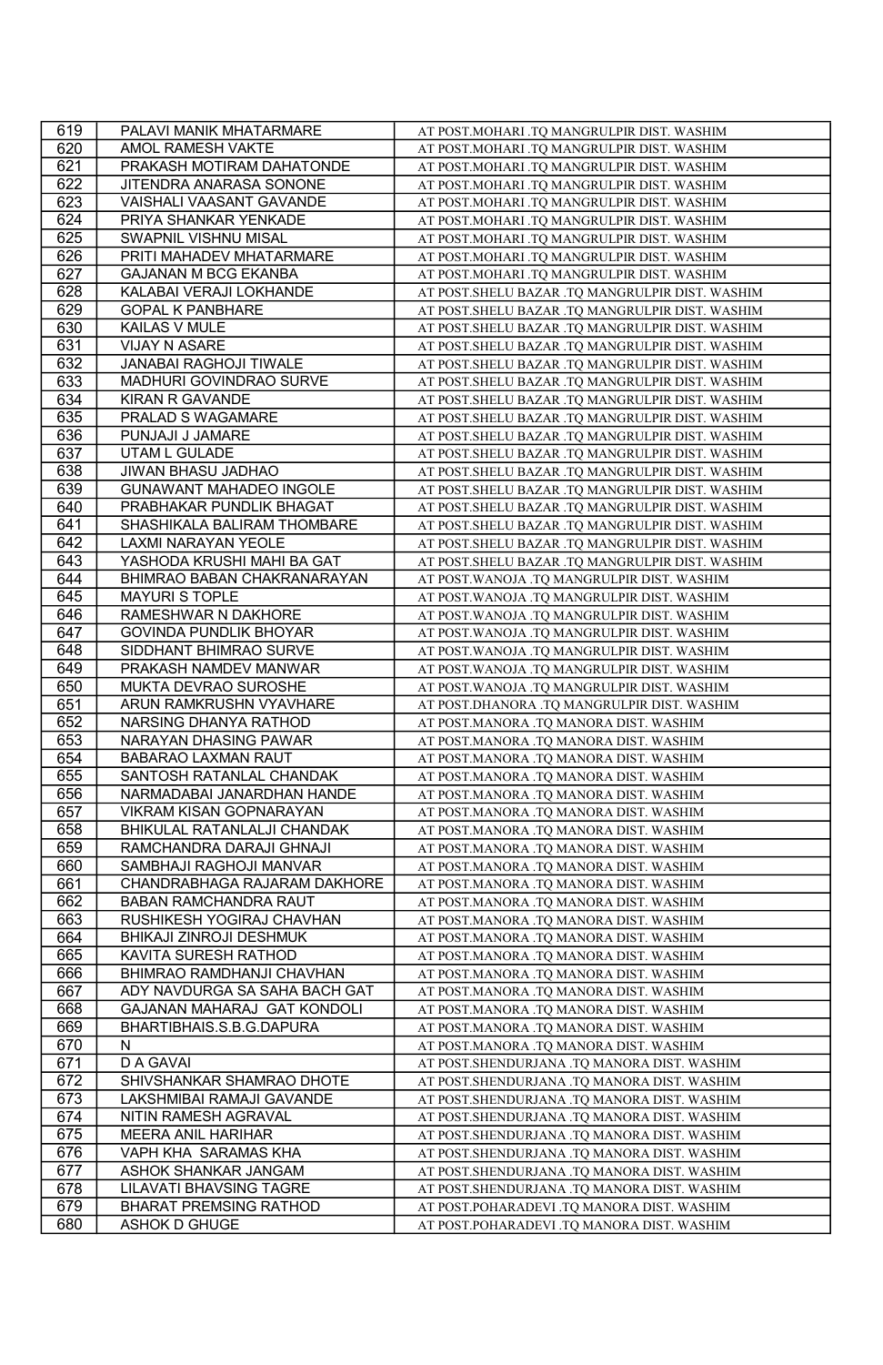| 619 | PALAVI MANIK MHATARMARE | AT POST.MOHARI .TQ MANGRULPIR DIST. WASHIM |
|---|---|---|
| 620 | AMOL RAMESH VAKTE | AT POST.MOHARI .TQ MANGRULPIR DIST. WASHIM |
| 621 | PRAKASH MOTIRAM DAHATONDE | AT POST.MOHARI .TQ MANGRULPIR DIST. WASHIM |
| 622 | JITENDRA ANARASA SONONE | AT POST.MOHARI .TQ MANGRULPIR DIST. WASHIM |
| 623 | VAISHALI VAASANT GAVANDE | AT POST.MOHARI .TQ MANGRULPIR DIST. WASHIM |
| 624 | PRIYA SHANKAR YENKADE | AT POST.MOHARI .TQ MANGRULPIR DIST. WASHIM |
| 625 | SWAPNIL VISHNU MISAL | AT POST.MOHARI .TQ MANGRULPIR DIST. WASHIM |
| 626 | PRITI MAHADEV MHATARMARE | AT POST.MOHARI .TQ MANGRULPIR DIST. WASHIM |
| 627 | GAJANAN M BCG EKANBA | AT POST.MOHARI .TQ MANGRULPIR DIST. WASHIM |
| 628 | KALABAI VERAJI LOKHANDE | AT POST.SHELU BAZAR .TQ MANGRULPIR DIST. WASHIM |
| 629 | GOPAL K PANBHARE | AT POST.SHELU BAZAR .TQ MANGRULPIR DIST. WASHIM |
| 630 | KAILAS V MULE | AT POST.SHELU BAZAR .TQ MANGRULPIR DIST. WASHIM |
| 631 | VIJAY N ASARE | AT POST.SHELU BAZAR .TQ MANGRULPIR DIST. WASHIM |
| 632 | JANABAI RAGHOJI TIWALE | AT POST.SHELU BAZAR .TQ MANGRULPIR DIST. WASHIM |
| 633 | MADHURI GOVINDRAO SURVE | AT POST.SHELU BAZAR .TQ MANGRULPIR DIST. WASHIM |
| 634 | KIRAN R GAVANDE | AT POST.SHELU BAZAR .TQ MANGRULPIR DIST. WASHIM |
| 635 | PRALAD S WAGAMARE | AT POST.SHELU BAZAR .TQ MANGRULPIR DIST. WASHIM |
| 636 | PUNJAJI J JAMARE | AT POST.SHELU BAZAR .TQ MANGRULPIR DIST. WASHIM |
| 637 | UTAM L GULADE | AT POST.SHELU BAZAR .TQ MANGRULPIR DIST. WASHIM |
| 638 | JIWAN BHASU JADHAO | AT POST.SHELU BAZAR .TQ MANGRULPIR DIST. WASHIM |
| 639 | GUNAWANT MAHADEO INGOLE | AT POST.SHELU BAZAR .TQ MANGRULPIR DIST. WASHIM |
| 640 | PRABHAKAR PUNDLIK BHAGAT | AT POST.SHELU BAZAR .TQ MANGRULPIR DIST. WASHIM |
| 641 | SHASHIKALA BALIRAM THOMBARE | AT POST.SHELU BAZAR .TQ MANGRULPIR DIST. WASHIM |
| 642 | LAXMI NARAYAN YEOLE | AT POST.SHELU BAZAR .TQ MANGRULPIR DIST. WASHIM |
| 643 | YASHODA KRUSHI MAHI BA GAT | AT POST.SHELU BAZAR .TQ MANGRULPIR DIST. WASHIM |
| 644 | BHIMRAO BABAN CHAKRANARAYAN | AT POST.WANOJA .TQ MANGRULPIR DIST. WASHIM |
| 645 | MAYURI S TOPLE | AT POST.WANOJA .TQ MANGRULPIR DIST. WASHIM |
| 646 | RAMESHWAR N DAKHORE | AT POST.WANOJA .TQ MANGRULPIR DIST. WASHIM |
| 647 | GOVINDA PUNDLIK BHOYAR | AT POST.WANOJA .TQ MANGRULPIR DIST. WASHIM |
| 648 | SIDDHANT BHIMRAO SURVE | AT POST.WANOJA .TQ MANGRULPIR DIST. WASHIM |
| 649 | PRAKASH NAMDEV MANWAR | AT POST.WANOJA .TQ MANGRULPIR DIST. WASHIM |
| 650 | MUKTA DEVRAO SUROSHE | AT POST.WANOJA .TQ MANGRULPIR DIST. WASHIM |
| 651 | ARUN RAMKRUSHN VYAVHARE | AT POST.DHANORA .TQ MANGRULPIR DIST. WASHIM |
| 652 | NARSING DHANYA RATHOD | AT POST.MANORA .TQ MANORA DIST. WASHIM |
| 653 | NARAYAN DHASING PAWAR | AT POST.MANORA .TQ MANORA DIST. WASHIM |
| 654 | BABARAO LAXMAN RAUT | AT POST.MANORA .TQ MANORA DIST. WASHIM |
| 655 | SANTOSH RATANLAL CHANDAK | AT POST.MANORA .TQ MANORA DIST. WASHIM |
| 656 | NARMADABAI JANARDHAN HANDE | AT POST.MANORA .TQ MANORA DIST. WASHIM |
| 657 | VIKRAM KISAN GOPNARAYAN | AT POST.MANORA .TQ MANORA DIST. WASHIM |
| 658 | BHIKULAL RATANLALJI CHANDAK | AT POST.MANORA .TQ MANORA DIST. WASHIM |
| 659 | RAMCHANDRA DARAJI GHNAJI | AT POST.MANORA .TQ MANORA DIST. WASHIM |
| 660 | SAMBHAJI RAGHOJI MANVAR | AT POST.MANORA .TQ MANORA DIST. WASHIM |
| 661 | CHANDRABHAGA RAJARAM DAKHORE | AT POST.MANORA .TQ MANORA DIST. WASHIM |
| 662 | BABAN RAMCHANDRA RAUT | AT POST.MANORA .TQ MANORA DIST. WASHIM |
| 663 | RUSHIKESH YOGIRAJ CHAVHAN | AT POST.MANORA .TQ MANORA DIST. WASHIM |
| 664 | BHIKAJI ZINROJI DESHMUK | AT POST.MANORA .TQ MANORA DIST. WASHIM |
| 665 | KAVITA SURESH RATHOD | AT POST.MANORA .TQ MANORA DIST. WASHIM |
| 666 | BHIMRAO RAMDHANJI CHAVHAN | AT POST.MANORA .TQ MANORA DIST. WASHIM |
| 667 | ADY NAVDURGA SA SAHA BACH GAT | AT POST.MANORA .TQ MANORA DIST. WASHIM |
| 668 | GAJANAN MAHARAJ GAT KONDOLI | AT POST.MANORA .TQ MANORA DIST. WASHIM |
| 669 | BHARTIBHAIS.S.B.G.DAPURA | AT POST.MANORA .TQ MANORA DIST. WASHIM |
| 670 | N | AT POST.MANORA .TQ MANORA DIST. WASHIM |
| 671 | D A GAVAI | AT POST.SHENDURJANA .TQ MANORA DIST. WASHIM |
| 672 | SHIVSHANKAR SHAMRAO DHOTE | AT POST.SHENDURJANA .TQ MANORA DIST. WASHIM |
| 673 | LAKSHMIBAI RAMAJI GAVANDE | AT POST.SHENDURJANA .TQ MANORA DIST. WASHIM |
| 674 | NITIN RAMESH AGRAVAL | AT POST.SHENDURJANA .TQ MANORA DIST. WASHIM |
| 675 | MEERA ANIL HARIHAR | AT POST.SHENDURJANA .TQ MANORA DIST. WASHIM |
| 676 | VAPH KHA SARAMAS KHA | AT POST.SHENDURJANA .TQ MANORA DIST. WASHIM |
| 677 | ASHOK SHANKAR JANGAM | AT POST.SHENDURJANA .TQ MANORA DIST. WASHIM |
| 678 | LILAVATI BHAVSING TAGRE | AT POST.SHENDURJANA .TQ MANORA DIST. WASHIM |
| 679 | BHARAT PREMSING RATHOD | AT POST.POHARADEVI .TQ MANORA DIST. WASHIM |
| 680 | ASHOK D GHUGE | AT POST.POHARADEVI .TQ MANORA DIST. WASHIM |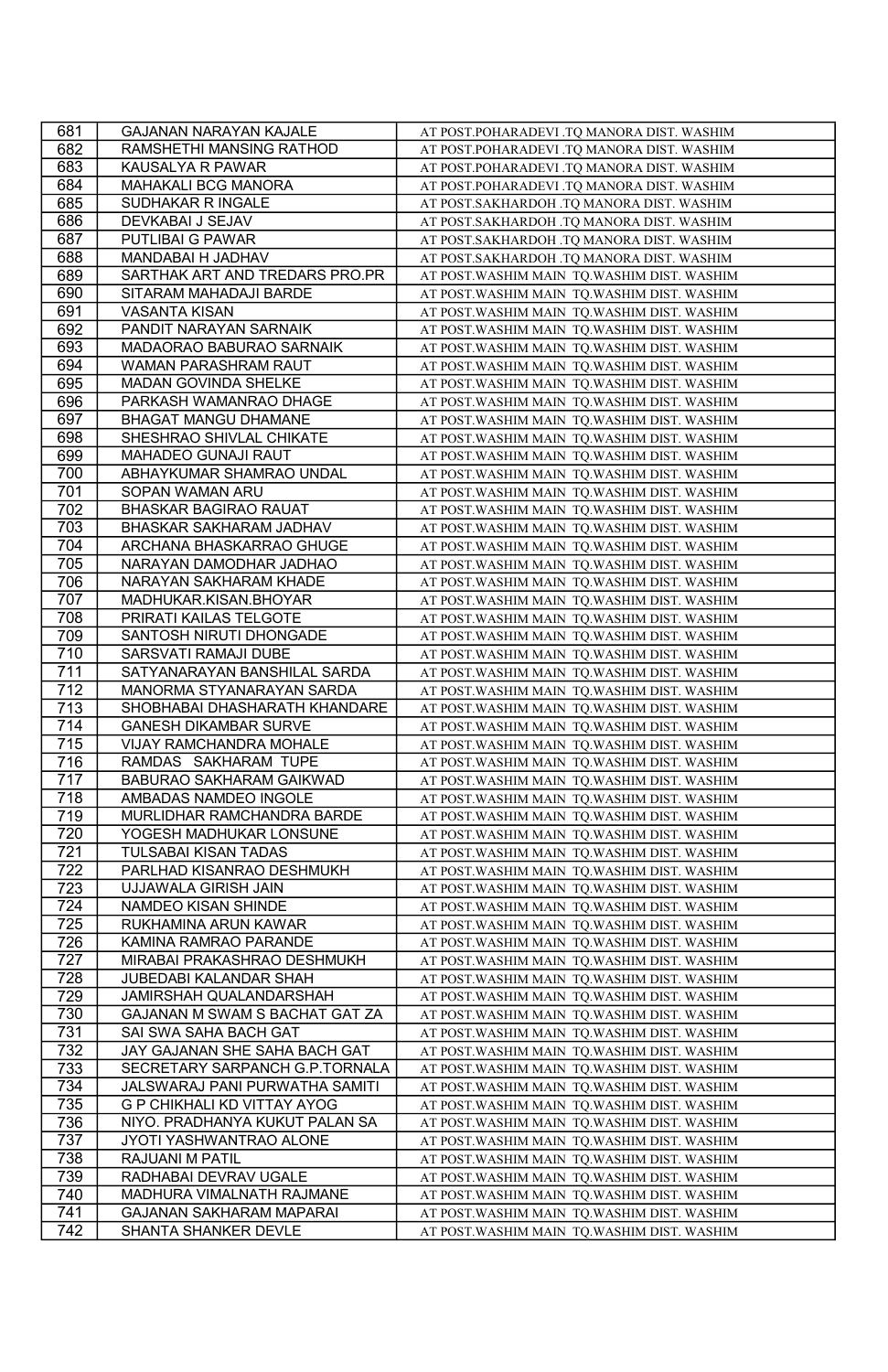| 681 | GAJANAN NARAYAN KAJALE | AT POST.POHARADEVI .TQ MANORA DIST. WASHIM |
|---|---|---|
| 682 | RAMSHETHI MANSING RATHOD | AT POST.POHARADEVI .TQ MANORA DIST. WASHIM |
| 683 | KAUSALYA R PAWAR | AT POST.POHARADEVI .TQ MANORA DIST. WASHIM |
| 684 | MAHAKALI BCG MANORA | AT POST.POHARADEVI .TQ MANORA DIST. WASHIM |
| 685 | SUDHAKAR R INGALE | AT POST.SAKHARDOH .TQ MANORA DIST. WASHIM |
| 686 | DEVKABAI J SEJAV | AT POST.SAKHARDOH .TQ MANORA DIST. WASHIM |
| 687 | PUTLIBAI G PAWAR | AT POST.SAKHARDOH .TQ MANORA DIST. WASHIM |
| 688 | MANDABAI H JADHAV | AT POST.SAKHARDOH .TQ MANORA DIST. WASHIM |
| 689 | SARTHAK ART AND TREDARS PRO.PR | AT POST.WASHIM MAIN TQ.WASHIM DIST. WASHIM |
| 690 | SITARAM MAHADAJI BARDE | AT POST.WASHIM MAIN TQ.WASHIM DIST. WASHIM |
| 691 | VASANTA KISAN | AT POST.WASHIM MAIN TQ.WASHIM DIST. WASHIM |
| 692 | PANDIT NARAYAN SARNAIK | AT POST.WASHIM MAIN TQ.WASHIM DIST. WASHIM |
| 693 | MADAORAO BABURAO SARNAIK | AT POST.WASHIM MAIN TQ.WASHIM DIST. WASHIM |
| 694 | WAMAN PARASHRAM RAUT | AT POST.WASHIM MAIN TQ.WASHIM DIST. WASHIM |
| 695 | MADAN GOVINDA SHELKE | AT POST.WASHIM MAIN TQ.WASHIM DIST. WASHIM |
| 696 | PARKASH WAMANRAO DHAGE | AT POST.WASHIM MAIN TQ.WASHIM DIST. WASHIM |
| 697 | BHAGAT MANGU DHAMANE | AT POST.WASHIM MAIN TQ.WASHIM DIST. WASHIM |
| 698 | SHESHRAO SHIVLAL CHIKATE | AT POST.WASHIM MAIN TQ.WASHIM DIST. WASHIM |
| 699 | MAHADEO GUNAJI RAUT | AT POST.WASHIM MAIN TQ.WASHIM DIST. WASHIM |
| 700 | ABHAYKUMAR SHAMRAO UNDAL | AT POST.WASHIM MAIN TQ.WASHIM DIST. WASHIM |
| 701 | SOPAN WAMAN ARU | AT POST.WASHIM MAIN TQ.WASHIM DIST. WASHIM |
| 702 | BHASKAR BAGIRAO RAUAT | AT POST.WASHIM MAIN TQ.WASHIM DIST. WASHIM |
| 703 | BHASKAR SAKHARAM JADHAV | AT POST.WASHIM MAIN TQ.WASHIM DIST. WASHIM |
| 704 | ARCHANA BHASKARRAO GHUGE | AT POST.WASHIM MAIN TQ.WASHIM DIST. WASHIM |
| 705 | NARAYAN DAMODHAR JADHAO | AT POST.WASHIM MAIN TQ.WASHIM DIST. WASHIM |
| 706 | NARAYAN SAKHARAM KHADE | AT POST.WASHIM MAIN TQ.WASHIM DIST. WASHIM |
| 707 | MADHUKAR.KISAN.BHOYAR | AT POST.WASHIM MAIN TQ.WASHIM DIST. WASHIM |
| 708 | PRIRATI KAILAS TELGOTE | AT POST.WASHIM MAIN TQ.WASHIM DIST. WASHIM |
| 709 | SANTOSH NIRUTI DHONGADE | AT POST.WASHIM MAIN TQ.WASHIM DIST. WASHIM |
| 710 | SARSVATI RAMAJI DUBE | AT POST.WASHIM MAIN TQ.WASHIM DIST. WASHIM |
| 711 | SATYANARAYAN BANSHILAL SARDA | AT POST.WASHIM MAIN TQ.WASHIM DIST. WASHIM |
| 712 | MANORMA STYANARAYAN SARDA | AT POST.WASHIM MAIN TQ.WASHIM DIST. WASHIM |
| 713 | SHOBHABAI DHASHARATH KHANDARE | AT POST.WASHIM MAIN TQ.WASHIM DIST. WASHIM |
| 714 | GANESH DIKAMBAR SURVE | AT POST.WASHIM MAIN TQ.WASHIM DIST. WASHIM |
| 715 | VIJAY RAMCHANDRA MOHALE | AT POST.WASHIM MAIN TQ.WASHIM DIST. WASHIM |
| 716 | RAMDAS SAKHARAM TUPE | AT POST.WASHIM MAIN TQ.WASHIM DIST. WASHIM |
| 717 | BABURAO SAKHARAM GAIKWAD | AT POST.WASHIM MAIN TQ.WASHIM DIST. WASHIM |
| 718 | AMBADAS NAMDEO INGOLE | AT POST.WASHIM MAIN TQ.WASHIM DIST. WASHIM |
| 719 | MURLIDHAR RAMCHANDRA BARDE | AT POST.WASHIM MAIN TQ.WASHIM DIST. WASHIM |
| 720 | YOGESH MADHUKAR LONSUNE | AT POST.WASHIM MAIN TQ.WASHIM DIST. WASHIM |
| 721 | TULSABAI KISAN TADAS | AT POST.WASHIM MAIN TQ.WASHIM DIST. WASHIM |
| 722 | PARLHAD KISANRAO DESHMUKH | AT POST.WASHIM MAIN TQ.WASHIM DIST. WASHIM |
| 723 | UJJAWALA GIRISH JAIN | AT POST.WASHIM MAIN TQ.WASHIM DIST. WASHIM |
| 724 | NAMDEO KISAN SHINDE | AT POST.WASHIM MAIN TQ.WASHIM DIST. WASHIM |
| 725 | RUKHAMINA ARUN KAWAR | AT POST.WASHIM MAIN TQ.WASHIM DIST. WASHIM |
| 726 | KAMINA RAMRAO PARANDE | AT POST.WASHIM MAIN TQ.WASHIM DIST. WASHIM |
| 727 | MIRABAI PRAKASHRAO DESHMUKH | AT POST.WASHIM MAIN TQ.WASHIM DIST. WASHIM |
| 728 | JUBEDABI KALANDAR SHAH | AT POST.WASHIM MAIN TQ.WASHIM DIST. WASHIM |
| 729 | JAMIRSHAH QUALANDARSHAH | AT POST.WASHIM MAIN TQ.WASHIM DIST. WASHIM |
| 730 | GAJANAN M SWAM S BACHAT GAT ZA | AT POST.WASHIM MAIN TQ.WASHIM DIST. WASHIM |
| 731 | SAI SWA SAHA BACH GAT | AT POST.WASHIM MAIN TQ.WASHIM DIST. WASHIM |
| 732 | JAY GAJANAN SHE SAHA BACH GAT | AT POST.WASHIM MAIN TQ.WASHIM DIST. WASHIM |
| 733 | SECRETARY SARPANCH G.P.TORNALA | AT POST.WASHIM MAIN TQ.WASHIM DIST. WASHIM |
| 734 | JALSWARAJ PANI PURWATHA SAMITI | AT POST.WASHIM MAIN TQ.WASHIM DIST. WASHIM |
| 735 | G P CHIKHALI KD VITTAY AYOG | AT POST.WASHIM MAIN TQ.WASHIM DIST. WASHIM |
| 736 | NIYO. PRADHANYA KUKUT PALAN SA | AT POST.WASHIM MAIN TQ.WASHIM DIST. WASHIM |
| 737 | JYOTI YASHWANTRAO ALONE | AT POST.WASHIM MAIN TQ.WASHIM DIST. WASHIM |
| 738 | RAJUANI M PATIL | AT POST.WASHIM MAIN TQ.WASHIM DIST. WASHIM |
| 739 | RADHABAI DEVRAV UGALE | AT POST.WASHIM MAIN TQ.WASHIM DIST. WASHIM |
| 740 | MADHURA VIMALNATH RAJMANE | AT POST.WASHIM MAIN TQ.WASHIM DIST. WASHIM |
| 741 | GAJANAN SAKHARAM MAPARAI | AT POST.WASHIM MAIN TQ.WASHIM DIST. WASHIM |
| 742 | SHANTA SHANKER DEVLE | AT POST.WASHIM MAIN TQ.WASHIM DIST. WASHIM |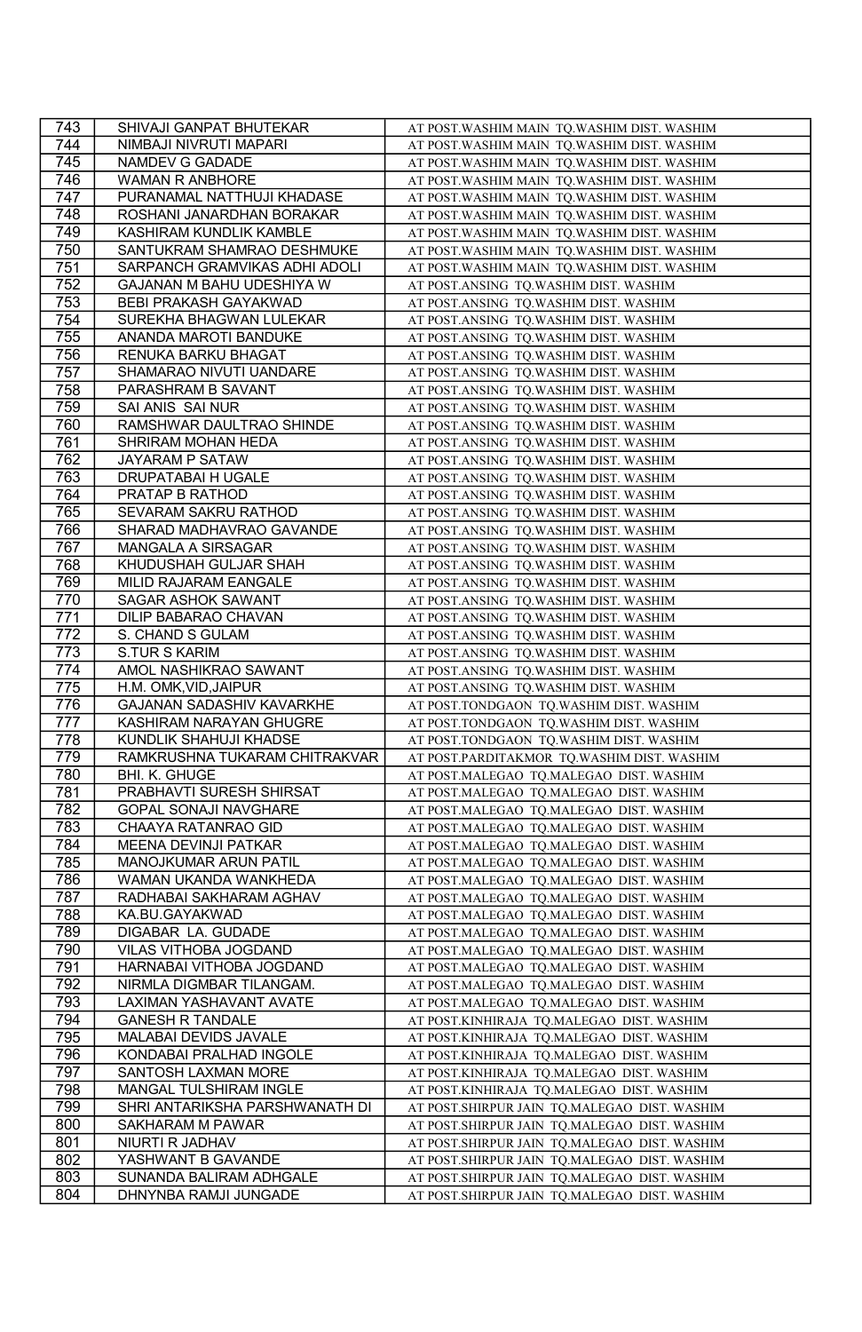| 743 | SHIVAJI GANPAT BHUTEKAR | AT POST.WASHIM MAIN TQ.WASHIM DIST. WASHIM |
|---|---|---|
| 744 | NIMBAJI NIVRUTI MAPARI | AT POST.WASHIM MAIN TQ.WASHIM DIST. WASHIM |
| 745 | NAMDEV G GADADE | AT POST.WASHIM MAIN TQ.WASHIM DIST. WASHIM |
| 746 | WAMAN R ANBHORE | AT POST.WASHIM MAIN TQ.WASHIM DIST. WASHIM |
| 747 | PURANAMAL NATTHUJI KHADASE | AT POST.WASHIM MAIN TQ.WASHIM DIST. WASHIM |
| 748 | ROSHANI JANARDHAN BORAKAR | AT POST.WASHIM MAIN TQ.WASHIM DIST. WASHIM |
| 749 | KASHIRAM KUNDLIK KAMBLE | AT POST.WASHIM MAIN TQ.WASHIM DIST. WASHIM |
| 750 | SANTUKRAM SHAMRAO DESHMUKE | AT POST.WASHIM MAIN TQ.WASHIM DIST. WASHIM |
| 751 | SARPANCH GRAMVIKAS ADHI ADOLI | AT POST.WASHIM MAIN TQ.WASHIM DIST. WASHIM |
| 752 | GAJANAN M BAHU UDESHIYA W | AT POST.ANSING TQ.WASHIM DIST. WASHIM |
| 753 | BEBI PRAKASH GAYAKWAD | AT POST.ANSING TQ.WASHIM DIST. WASHIM |
| 754 | SUREKHA BHAGWAN LULEKAR | AT POST.ANSING TQ.WASHIM DIST. WASHIM |
| 755 | ANANDA MAROTI BANDUKE | AT POST.ANSING TQ.WASHIM DIST. WASHIM |
| 756 | RENUKA BARKU BHAGAT | AT POST.ANSING TQ.WASHIM DIST. WASHIM |
| 757 | SHAMARAO NIVUTI UANDARE | AT POST.ANSING TQ.WASHIM DIST. WASHIM |
| 758 | PARASHRAM B SAVANT | AT POST.ANSING TQ.WASHIM DIST. WASHIM |
| 759 | SAI ANIS SAI NUR | AT POST.ANSING TQ.WASHIM DIST. WASHIM |
| 760 | RAMSHWAR DAULTRAO SHINDE | AT POST.ANSING TQ.WASHIM DIST. WASHIM |
| 761 | SHRIRAM MOHAN HEDA | AT POST.ANSING TQ.WASHIM DIST. WASHIM |
| 762 | JAYARAM P SATAW | AT POST.ANSING TQ.WASHIM DIST. WASHIM |
| 763 | DRUPATABAI H UGALE | AT POST.ANSING TQ.WASHIM DIST. WASHIM |
| 764 | PRATAP B RATHOD | AT POST.ANSING TQ.WASHIM DIST. WASHIM |
| 765 | SEVARAM SAKRU RATHOD | AT POST.ANSING TQ.WASHIM DIST. WASHIM |
| 766 | SHARAD MADHAVRAO GAVANDE | AT POST.ANSING TQ.WASHIM DIST. WASHIM |
| 767 | MANGALA A SIRSAGAR | AT POST.ANSING TQ.WASHIM DIST. WASHIM |
| 768 | KHUDUSHAH GULJAR SHAH | AT POST.ANSING TQ.WASHIM DIST. WASHIM |
| 769 | MILID RAJARAM EANGALE | AT POST.ANSING TQ.WASHIM DIST. WASHIM |
| 770 | SAGAR ASHOK SAWANT | AT POST.ANSING TQ.WASHIM DIST. WASHIM |
| 771 | DILIP BABARAO CHAVAN | AT POST.ANSING TQ.WASHIM DIST. WASHIM |
| 772 | S. CHAND S GULAM | AT POST.ANSING TQ.WASHIM DIST. WASHIM |
| 773 | S.TUR S KARIM | AT POST.ANSING TQ.WASHIM DIST. WASHIM |
| 774 | AMOL NASHIKRAO SAWANT | AT POST.ANSING TQ.WASHIM DIST. WASHIM |
| 775 | H.M. OMK,VID,JAIPUR | AT POST.ANSING TQ.WASHIM DIST. WASHIM |
| 776 | GAJANAN SADASHIV KAVARKHE | AT POST.TONDGAON TQ.WASHIM DIST. WASHIM |
| 777 | KASHIRAM NARAYAN GHUGRE | AT POST.TONDGAON TQ.WASHIM DIST. WASHIM |
| 778 | KUNDLIK SHAHUJI KHADSE | AT POST.TONDGAON TQ.WASHIM DIST. WASHIM |
| 779 | RAMKRUSHNA TUKARAM CHITRAKVAR | AT POST.PARDITAKMOR TQ.WASHIM DIST. WASHIM |
| 780 | BHI. K. GHUGE | AT POST.MALEGAO TQ.MALEGAO DIST. WASHIM |
| 781 | PRABHAVTI SURESH SHIRSAT | AT POST.MALEGAO TQ.MALEGAO DIST. WASHIM |
| 782 | GOPAL SONAJI NAVGHARE | AT POST.MALEGAO TQ.MALEGAO DIST. WASHIM |
| 783 | CHAAYA RATANRAO GID | AT POST.MALEGAO TQ.MALEGAO DIST. WASHIM |
| 784 | MEENA DEVINJI PATKAR | AT POST.MALEGAO TQ.MALEGAO DIST. WASHIM |
| 785 | MANOJKUMAR ARUN PATIL | AT POST.MALEGAO TQ.MALEGAO DIST. WASHIM |
| 786 | WAMAN UKANDA WANKHEDA | AT POST.MALEGAO TQ.MALEGAO DIST. WASHIM |
| 787 | RADHABAI SAKHARAM AGHAV | AT POST.MALEGAO TQ.MALEGAO DIST. WASHIM |
| 788 | KA.BU.GAYAKWAD | AT POST.MALEGAO TQ.MALEGAO DIST. WASHIM |
| 789 | DIGABAR LA. GUDADE | AT POST.MALEGAO TQ.MALEGAO DIST. WASHIM |
| 790 | VILAS VITHOBA JOGDAND | AT POST.MALEGAO TQ.MALEGAO DIST. WASHIM |
| 791 | HARNABAI VITHOBA JOGDAND | AT POST.MALEGAO TQ.MALEGAO DIST. WASHIM |
| 792 | NIRMLA DIGMBAR TILANGAM. | AT POST.MALEGAO TQ.MALEGAO DIST. WASHIM |
| 793 | LAXIMAN YASHAVANT AVATE | AT POST.MALEGAO TQ.MALEGAO DIST. WASHIM |
| 794 | GANESH R TANDALE | AT POST.KINHIRAJA TQ.MALEGAO DIST. WASHIM |
| 795 | MALABAI DEVIDS JAVALE | AT POST.KINHIRAJA TQ.MALEGAO DIST. WASHIM |
| 796 | KONDABAI PRALHAD INGOLE | AT POST.KINHIRAJA TQ.MALEGAO DIST. WASHIM |
| 797 | SANTOSH LAXMAN MORE | AT POST.KINHIRAJA TQ.MALEGAO DIST. WASHIM |
| 798 | MANGAL TULSHIRAM INGLE | AT POST.KINHIRAJA TQ.MALEGAO DIST. WASHIM |
| 799 | SHRI ANTARIKSHA PARSHWANATH DI | AT POST.SHIRPUR JAIN TQ.MALEGAO DIST. WASHIM |
| 800 | SAKHARAM M PAWAR | AT POST.SHIRPUR JAIN TQ.MALEGAO DIST. WASHIM |
| 801 | NIURTI R JADHAV | AT POST.SHIRPUR JAIN TQ.MALEGAO DIST. WASHIM |
| 802 | YASHWANT B GAVANDE | AT POST.SHIRPUR JAIN TQ.MALEGAO DIST. WASHIM |
| 803 | SUNANDA BALIRAM ADHGALE | AT POST.SHIRPUR JAIN TQ.MALEGAO DIST. WASHIM |
| 804 | DHNYNBA RAMJI JUNGADE | AT POST.SHIRPUR JAIN TQ.MALEGAO DIST. WASHIM |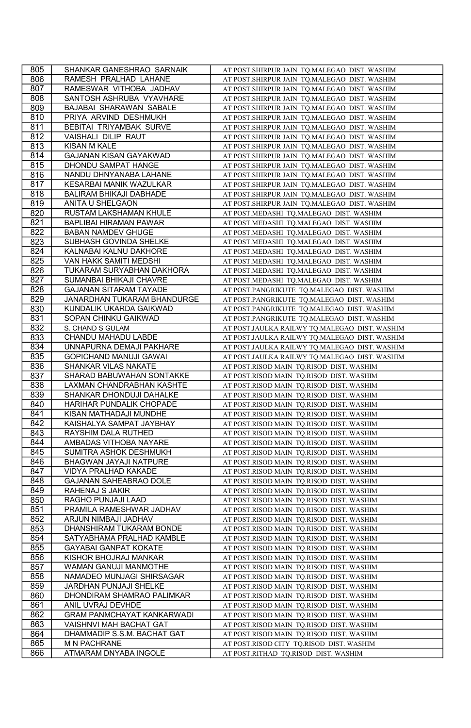| 805 | SHANKAR GANESHRAO SARNAIK | AT POST.SHIRPUR JAIN TQ.MALEGAO DIST. WASHIM |
|---|---|---|
| 806 | RAMESH PRALHAD LAHANE | AT POST.SHIRPUR JAIN TQ.MALEGAO DIST. WASHIM |
| 807 | RAMESWAR VITHOBA JADHAV | AT POST.SHIRPUR JAIN TQ.MALEGAO DIST. WASHIM |
| 808 | SANTOSH ASHRUBA VYAVHARE | AT POST.SHIRPUR JAIN TQ.MALEGAO DIST. WASHIM |
| 809 | BAJABAI SHARAWAN SABALE | AT POST.SHIRPUR JAIN TQ.MALEGAO DIST. WASHIM |
| 810 | PRIYA ARVIND DESHMUKH | AT POST.SHIRPUR JAIN TQ.MALEGAO DIST. WASHIM |
| 811 | BEBITAI TRIYAMBAK SURVE | AT POST.SHIRPUR JAIN TQ.MALEGAO DIST. WASHIM |
| 812 | VAISHALI DILIP RAUT | AT POST.SHIRPUR JAIN TQ.MALEGAO DIST. WASHIM |
| 813 | KISAN M KALE | AT POST.SHIRPUR JAIN TQ.MALEGAO DIST. WASHIM |
| 814 | GAJANAN KISAN GAYAKWAD | AT POST.SHIRPUR JAIN TQ.MALEGAO DIST. WASHIM |
| 815 | DHONDU SAMPAT HANGE | AT POST.SHIRPUR JAIN TQ.MALEGAO DIST. WASHIM |
| 816 | NANDU DHNYANABA LAHANE | AT POST.SHIRPUR JAIN TQ.MALEGAO DIST. WASHIM |
| 817 | KESARBAI MANIK WAZULKAR | AT POST.SHIRPUR JAIN TQ.MALEGAO DIST. WASHIM |
| 818 | BALIRAM BHIKAJI DABHADE | AT POST.SHIRPUR JAIN TQ.MALEGAO DIST. WASHIM |
| 819 | ANITA U SHELGAON | AT POST.SHIRPUR JAIN TQ.MALEGAO DIST. WASHIM |
| 820 | RUSTAM LAKSHAMAN KHULE | AT POST.MEDASHI TQ.MALEGAO DIST. WASHIM |
| 821 | BAPLIBAI HIRAMAN PAWAR | AT POST.MEDASHI TQ.MALEGAO DIST. WASHIM |
| 822 | BABAN NAMDEV GHUGE | AT POST.MEDASHI TQ.MALEGAO DIST. WASHIM |
| 823 | SUBHASH GOVINDA SHELKE | AT POST.MEDASHI TQ.MALEGAO DIST. WASHIM |
| 824 | KALNABAI KALNU DAKHORE | AT POST.MEDASHI TQ.MALEGAO DIST. WASHIM |
| 825 | VAN HAKK SAMITI MEDSHI | AT POST.MEDASHI TQ.MALEGAO DIST. WASHIM |
| 826 | TUKARAM SURYABHAN DAKHORA | AT POST.MEDASHI TQ.MALEGAO DIST. WASHIM |
| 827 | SUMANBAI BHIKAJI CHAVRE | AT POST.MEDASHI TQ.MALEGAO DIST. WASHIM |
| 828 | GAJANAN SITARAM TAYADE | AT POST.PANGRIKUTE TQ.MALEGAO DIST. WASHIM |
| 829 | JANARDHAN TUKARAM BHANDURGE | AT POST.PANGRIKUTE TQ.MALEGAO DIST. WASHIM |
| 830 | KUNDALIK UKARDA GAIKWAD | AT POST.PANGRIKUTE TQ.MALEGAO DIST. WASHIM |
| 831 | SOPAN CHINKU GAIKWAD | AT POST.PANGRIKUTE TQ.MALEGAO DIST. WASHIM |
| 832 | S. CHAND S GULAM | AT POST.JAULKA RAILWY TQ.MALEGAO DIST. WASHIM |
| 833 | CHANDU MAHADU LABDE | AT POST.JAULKA RAILWY TQ.MALEGAO DIST. WASHIM |
| 834 | UNNAPURNA DEMAJI PAKHARE | AT POST.JAULKA RAILWY TQ.MALEGAO DIST. WASHIM |
| 835 | GOPICHAND MANUJI GAWAI | AT POST.JAULKA RAILWY TQ.MALEGAO DIST. WASHIM |
| 836 | SHANKAR VILAS NAKATE | AT POST.RISOD MAIN TQ.RISOD DIST. WASHIM |
| 837 | SHARAD BABUWAHAN SONTAKKE | AT POST.RISOD MAIN TQ.RISOD DIST. WASHIM |
| 838 | LAXMAN CHANDRABHAN KASHTE | AT POST.RISOD MAIN TQ.RISOD DIST. WASHIM |
| 839 | SHANKAR DHONDUJI DAHALKE | AT POST.RISOD MAIN TQ.RISOD DIST. WASHIM |
| 840 | HARIHAR PUNDALIK CHOPADE | AT POST.RISOD MAIN TQ.RISOD DIST. WASHIM |
| 841 | KISAN MATHADAJI MUNDHE | AT POST.RISOD MAIN TQ.RISOD DIST. WASHIM |
| 842 | KAISHALYA SAMPAT JAYBHAY | AT POST.RISOD MAIN TQ.RISOD DIST. WASHIM |
| 843 | RAYSHIM DALA RUTHED | AT POST.RISOD MAIN TQ.RISOD DIST. WASHIM |
| 844 | AMBADAS VITHOBA NAYARE | AT POST.RISOD MAIN TQ.RISOD DIST. WASHIM |
| 845 | SUMITRA ASHOK DESHMUKH | AT POST.RISOD MAIN TQ.RISOD DIST. WASHIM |
| 846 | BHAGWAN JAYAJI NATPURE | AT POST.RISOD MAIN TQ.RISOD DIST. WASHIM |
| 847 | VIDYA PRALHAD KAKADE | AT POST.RISOD MAIN TQ.RISOD DIST. WASHIM |
| 848 | GAJANAN SAHEABRAO DOLE | AT POST.RISOD MAIN TQ.RISOD DIST. WASHIM |
| 849 | RAHENAJ S JAKIR | AT POST.RISOD MAIN TQ.RISOD DIST. WASHIM |
| 850 | RAGHO PUNJAJI LAAD | AT POST.RISOD MAIN TQ.RISOD DIST. WASHIM |
| 851 | PRAMILA RAMESHWAR JADHAV | AT POST.RISOD MAIN TQ.RISOD DIST. WASHIM |
| 852 | ARJUN NIMBAJI JADHAV | AT POST.RISOD MAIN TQ.RISOD DIST. WASHIM |
| 853 | DHANSHIRAM TUKARAM BONDE | AT POST.RISOD MAIN TQ.RISOD DIST. WASHIM |
| 854 | SATYABHAMA PRALHAD KAMBLE | AT POST.RISOD MAIN TQ.RISOD DIST. WASHIM |
| 855 | GAYABAI GANPAT KOKATE | AT POST.RISOD MAIN TQ.RISOD DIST. WASHIM |
| 856 | KISHOR BHOJRAJ MANKAR | AT POST.RISOD MAIN TQ.RISOD DIST. WASHIM |
| 857 | WAMAN GANUJI MANMOTHE | AT POST.RISOD MAIN TQ.RISOD DIST. WASHIM |
| 858 | NAMADEO MUNJAGI SHIRSAGAR | AT POST.RISOD MAIN TQ.RISOD DIST. WASHIM |
| 859 | JARDHAN PUNJAJI SHELKE | AT POST.RISOD MAIN TQ.RISOD DIST. WASHIM |
| 860 | DHONDIRAM SHAMRAO PALIMKAR | AT POST.RISOD MAIN TQ.RISOD DIST. WASHIM |
| 861 | ANIL UVRAJ DEVHDE | AT POST.RISOD MAIN TQ.RISOD DIST. WASHIM |
| 862 | GRAM PANMCHAYAT KANKARWADI | AT POST.RISOD MAIN TQ.RISOD DIST. WASHIM |
| 863 | VAISHNVI MAH BACHAT GAT | AT POST.RISOD MAIN TQ.RISOD DIST. WASHIM |
| 864 | DHAMMADIP S.S.M. BACHAT GAT | AT POST.RISOD MAIN TQ.RISOD DIST. WASHIM |
| 865 | M N PACHRANE | AT POST.RISOD CITY TQ.RISOD DIST. WASHIM |
| 866 | ATMARAM DNYABA INGOLE | AT POST.RITHAD TQ.RISOD DIST. WASHIM |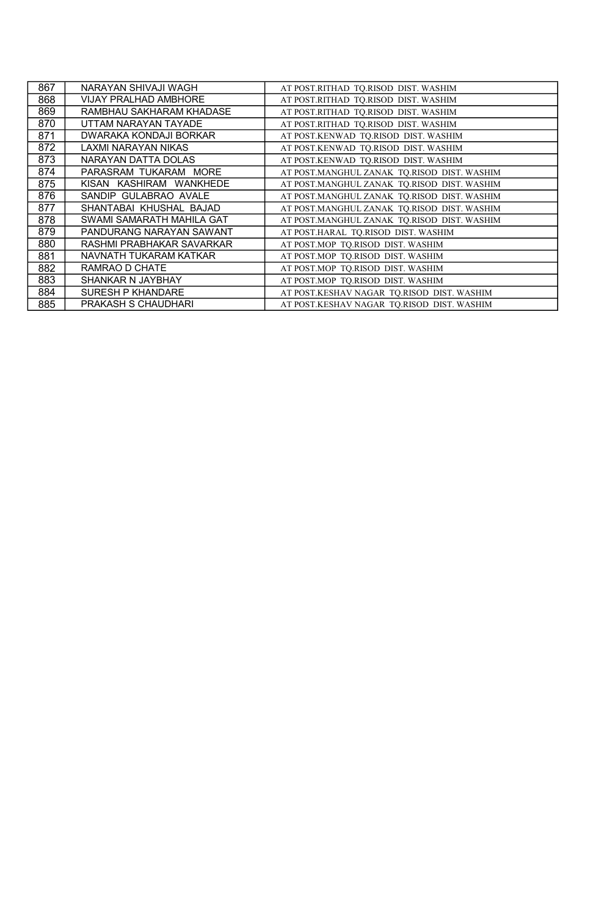| | | |
|---|---|---|
| 867 | NARAYAN SHIVAJI WAGH | AT POST.RITHAD TQ.RISOD DIST. WASHIM |
| 868 | VIJAY PRALHAD AMBHORE | AT POST.RITHAD TQ.RISOD DIST. WASHIM |
| 869 | RAMBHAU SAKHARAM KHADASE | AT POST.RITHAD TQ.RISOD DIST. WASHIM |
| 870 | UTTAM NARAYAN TAYADE | AT POST.RITHAD TQ.RISOD DIST. WASHIM |
| 871 | DWARAKA KONDAJI BORKAR | AT POST.KENWAD TQ.RISOD DIST. WASHIM |
| 872 | LAXMI NARAYAN NIKAS | AT POST.KENWAD TQ.RISOD DIST. WASHIM |
| 873 | NARAYAN DATTA DOLAS | AT POST.KENWAD TQ.RISOD DIST. WASHIM |
| 874 | PARASRAM TUKARAM MORE | AT POST.MANGHUL ZANAK TQ.RISOD DIST. WASHIM |
| 875 | KISAN KASHIRAM WANKHEDE | AT POST.MANGHUL ZANAK TQ.RISOD DIST. WASHIM |
| 876 | SANDIP GULABRAO AVALE | AT POST.MANGHUL ZANAK TQ.RISOD DIST. WASHIM |
| 877 | SHANTABAI KHUSHAL BAJAD | AT POST.MANGHUL ZANAK TQ.RISOD DIST. WASHIM |
| 878 | SWAMI SAMARATH MAHILA GAT | AT POST.MANGHUL ZANAK TQ.RISOD DIST. WASHIM |
| 879 | PANDURANG NARAYAN SAWANT | AT POST.HARAL TQ.RISOD DIST. WASHIM |
| 880 | RASHMI PRABHAKAR SAVARKAR | AT POST.MOP TQ.RISOD DIST. WASHIM |
| 881 | NAVNATH TUKARAM KATKAR | AT POST.MOP TQ.RISOD DIST. WASHIM |
| 882 | RAMRAO D CHATE | AT POST.MOP TQ.RISOD DIST. WASHIM |
| 883 | SHANKAR N JAYBHAY | AT POST.MOP TQ.RISOD DIST. WASHIM |
| 884 | SURESH P KHANDARE | AT POST.KESHAV NAGAR TQ.RISOD DIST. WASHIM |
| 885 | PRAKASH S CHAUDHARI | AT POST.KESHAV NAGAR TQ.RISOD DIST. WASHIM |